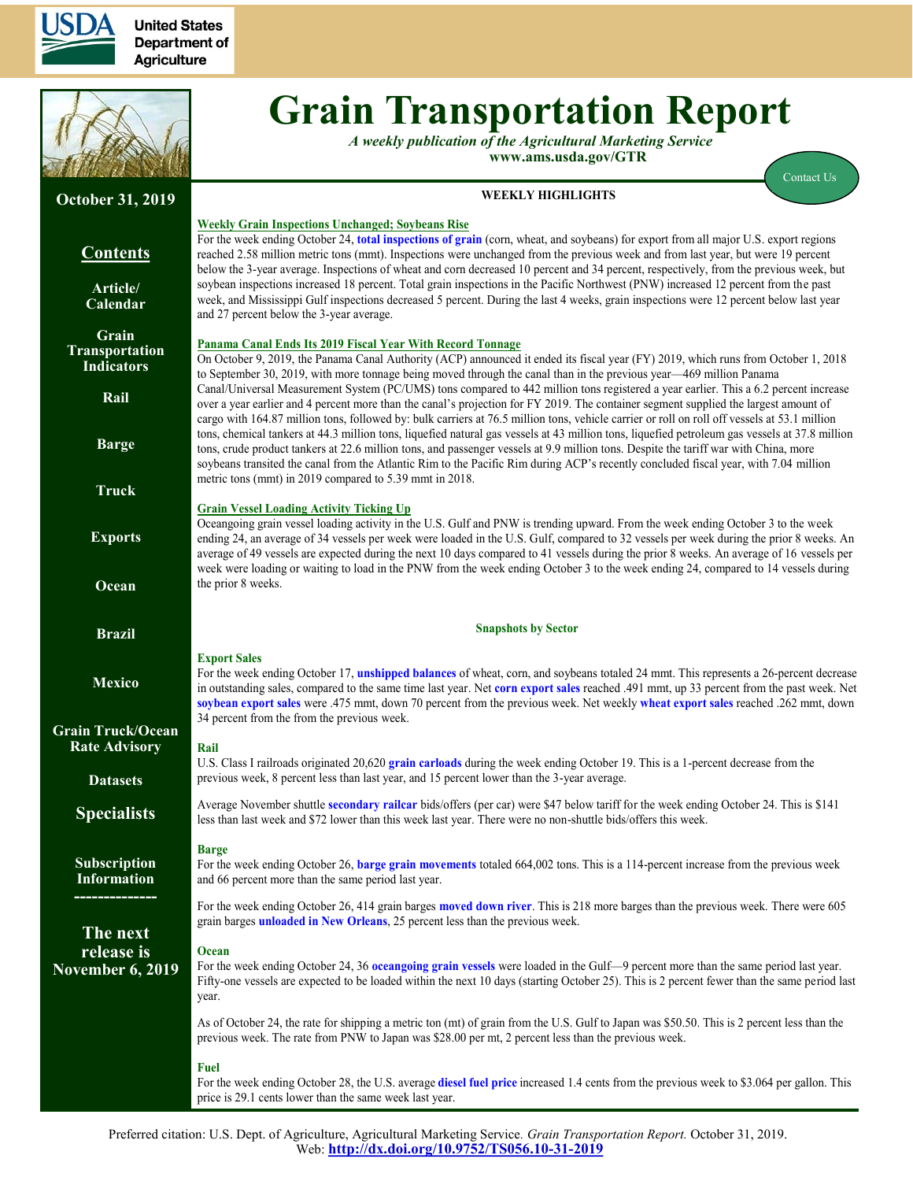# Grain Transportation Report

*A weekly publication of the Agricultural Marketing Service*
**www.ams.usda.gov/GTR**

Contact Us

**October 31, 2019**

**Contents**

- Article/Calendar
- Grain Transportation Indicators
- Rail
- Barge
- Truck
- Exports
- Ocean
- Brazil
- Mexico
- Grain Truck/Ocean Rate Advisory
- Datasets
- Specialists
- Subscription Information

**The next release is November 6, 2019**

## WEEKLY HIGHLIGHTS

### Weekly Grain Inspections Unchanged; Soybeans Rise

For the week ending October 24, **total inspections of grain** (corn, wheat, and soybeans) for export from all major U.S. export regions reached 2.58 million metric tons (mmt). Inspections were unchanged from the previous week and from last year, but were 19 percent below the 3-year average. Inspections of wheat and corn decreased 10 percent and 34 percent, respectively, from the previous week, but soybean inspections increased 18 percent. Total grain inspections in the Pacific Northwest (PNW) increased 12 percent from the past week, and Mississippi Gulf inspections decreased 5 percent. During the last 4 weeks, grain inspections were 12 percent below last year and 27 percent below the 3-year average.

### Panama Canal Ends Its 2019 Fiscal Year With Record Tonnage

On October 9, 2019, the Panama Canal Authority (ACP) announced it ended its fiscal year (FY) 2019, which runs from October 1, 2018 to September 30, 2019, with more tonnage being moved through the canal than in the previous year—469 million Panama Canal/Universal Measurement System (PC/UMS) tons compared to 442 million tons registered a year earlier. This a 6.2 percent increase over a year earlier and 4 percent more than the canal's projection for FY 2019. The container segment supplied the largest amount of cargo with 164.87 million tons, followed by: bulk carriers at 76.5 million tons, vehicle carrier or roll on roll off vessels at 53.1 million tons, chemical tankers at 44.3 million tons, liquefied natural gas vessels at 43 million tons, liquefied petroleum gas vessels at 37.8 million tons, crude product tankers at 22.6 million tons, and passenger vessels at 9.9 million tons. Despite the tariff war with China, more soybeans transited the canal from the Atlantic Rim to the Pacific Rim during ACP's recently concluded fiscal year, with 7.04 million metric tons (mmt) in 2019 compared to 5.39 mmt in 2018.

### Grain Vessel Loading Activity Ticking Up

Oceangoing grain vessel loading activity in the U.S. Gulf and PNW is trending upward. From the week ending October 3 to the week ending 24, an average of 34 vessels per week were loaded in the U.S. Gulf, compared to 32 vessels per week during the prior 8 weeks. An average of 49 vessels are expected during the next 10 days compared to 41 vessels during the prior 8 weeks. An average of 16 vessels per week were loading or waiting to load in the PNW from the week ending October 3 to the week ending 24, compared to 14 vessels during the prior 8 weeks.

## Snapshots by Sector

### Export Sales

For the week ending October 17, **unshipped balances** of wheat, corn, and soybeans totaled 24 mmt. This represents a 26-percent decrease in outstanding sales, compared to the same time last year. Net **corn export sales** reached .491 mmt, up 33 percent from the past week. Net **soybean export sales** were .475 mmt, down 70 percent from the previous week. Net weekly **wheat export sales** reached .262 mmt, down 34 percent from the from the previous week.

### Rail

U.S. Class I railroads originated 20,620 **grain carloads** during the week ending October 19. This is a 1-percent decrease from the previous week, 8 percent less than last year, and 15 percent lower than the 3-year average.

Average November shuttle **secondary railcar** bids/offers (per car) were $47 below tariff for the week ending October 24. This is $141 less than last week and $72 lower than this week last year. There were no non-shuttle bids/offers this week.

### Barge

For the week ending October 26, **barge grain movements** totaled 664,002 tons. This is a 114-percent increase from the previous week and 66 percent more than the same period last year.

For the week ending October 26, 414 grain barges **moved down river**. This is 218 more barges than the previous week. There were 605 grain barges **unloaded in New Orleans**, 25 percent less than the previous week.

### Ocean

For the week ending October 24, 36 **oceangoing grain vessels** were loaded in the Gulf—9 percent more than the same period last year. Fifty-one vessels are expected to be loaded within the next 10 days (starting October 25). This is 2 percent fewer than the same period last year.

As of October 24, the rate for shipping a metric ton (mt) of grain from the U.S. Gulf to Japan was $50.50. This is 2 percent less than the previous week. The rate from PNW to Japan was $28.00 per mt, 2 percent less than the previous week.

### Fuel

For the week ending October 28, the U.S. average **diesel fuel price** increased 1.4 cents from the previous week to $3.064 per gallon. This price is 29.1 cents lower than the same week last year.

Preferred citation: U.S. Dept. of Agriculture, Agricultural Marketing Service. *Grain Transportation Report.* October 31, 2019. Web: **http://dx.doi.org/10.9752/TS056.10-31-2019**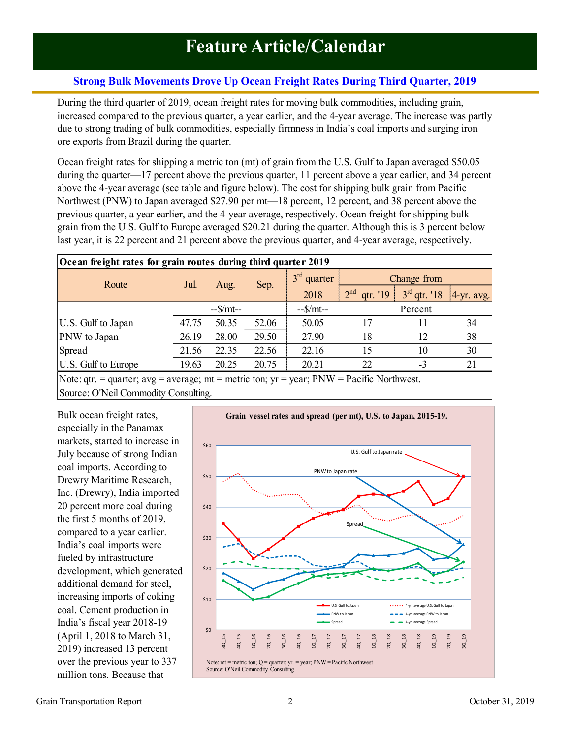# Feature Article/Calendar

### Strong Bulk Movements Drove Up Ocean Freight Rates During Third Quarter, 2019

During the third quarter of 2019, ocean freight rates for moving bulk commodities, including grain, increased compared to the previous quarter, a year earlier, and the 4-year average. The increase was partly due to strong trading of bulk commodities, especially firmness in India's coal imports and surging iron ore exports from Brazil during the quarter.

Ocean freight rates for shipping a metric ton (mt) of grain from the U.S. Gulf to Japan averaged $50.05 during the quarter—17 percent above the previous quarter, 11 percent above a year earlier, and 34 percent above the 4-year average (see table and figure below). The cost for shipping bulk grain from Pacific Northwest (PNW) to Japan averaged $27.90 per mt—18 percent, 12 percent, and 38 percent above the previous quarter, a year earlier, and the 4-year average, respectively. Ocean freight for shipping bulk grain from the U.S. Gulf to Europe averaged $20.21 during the quarter. Although this is 3 percent below last year, it is 22 percent and 21 percent above the previous quarter, and 4-year average, respectively.

**Ocean freight rates for grain routes during third quarter 2019**

| Route | Jul. | Aug. | Sep. | 3rd quarter 2018 | Change from 2nd qtr. '19 | Change from 3rd qtr. '18 | Change from 4-yr. avg. |
|---|---|---|---|---|---|---|---|
| | --$/mt-- | | | --$/mt-- | Percent | | |
| U.S. Gulf to Japan | 47.75 | 50.35 | 52.06 | 50.05 | 17 | 11 | 34 |
| PNW to Japan | 26.19 | 28.00 | 29.50 | 27.90 | 18 | 12 | 38 |
| Spread | 21.56 | 22.35 | 22.56 | 22.16 | 15 | 10 | 30 |
| U.S. Gulf to Europe | 19.63 | 20.25 | 20.75 | 20.21 | 22 | -3 | 21 |

Note: qtr. = quarter; avg = average; mt = metric ton; yr = year; PNW = Pacific Northwest.
Source: O'Neil Commodity Consulting.

Bulk ocean freight rates, especially in the Panamax markets, started to increase in July because of strong Indian coal imports. According to Drewry Maritime Research, Inc. (Drewry), India imported 20 percent more coal during the first 5 months of 2019, compared to a year earlier. India's coal imports were fueled by infrastructure development, which generated additional demand for steel, increasing imports of coking coal. Cement production in India's fiscal year 2018-19 (April 1, 2018 to March 31, 2019) increased 13 percent over the previous year to 337 million tons. Because that

**Grain vessel rates and spread (per mt), U.S. to Japan, 2015-19.**

Note: mt = metric ton; Q = quarter; yr. = year; PNW = Pacific Northwest
Source: O'Neil Commodity Consulting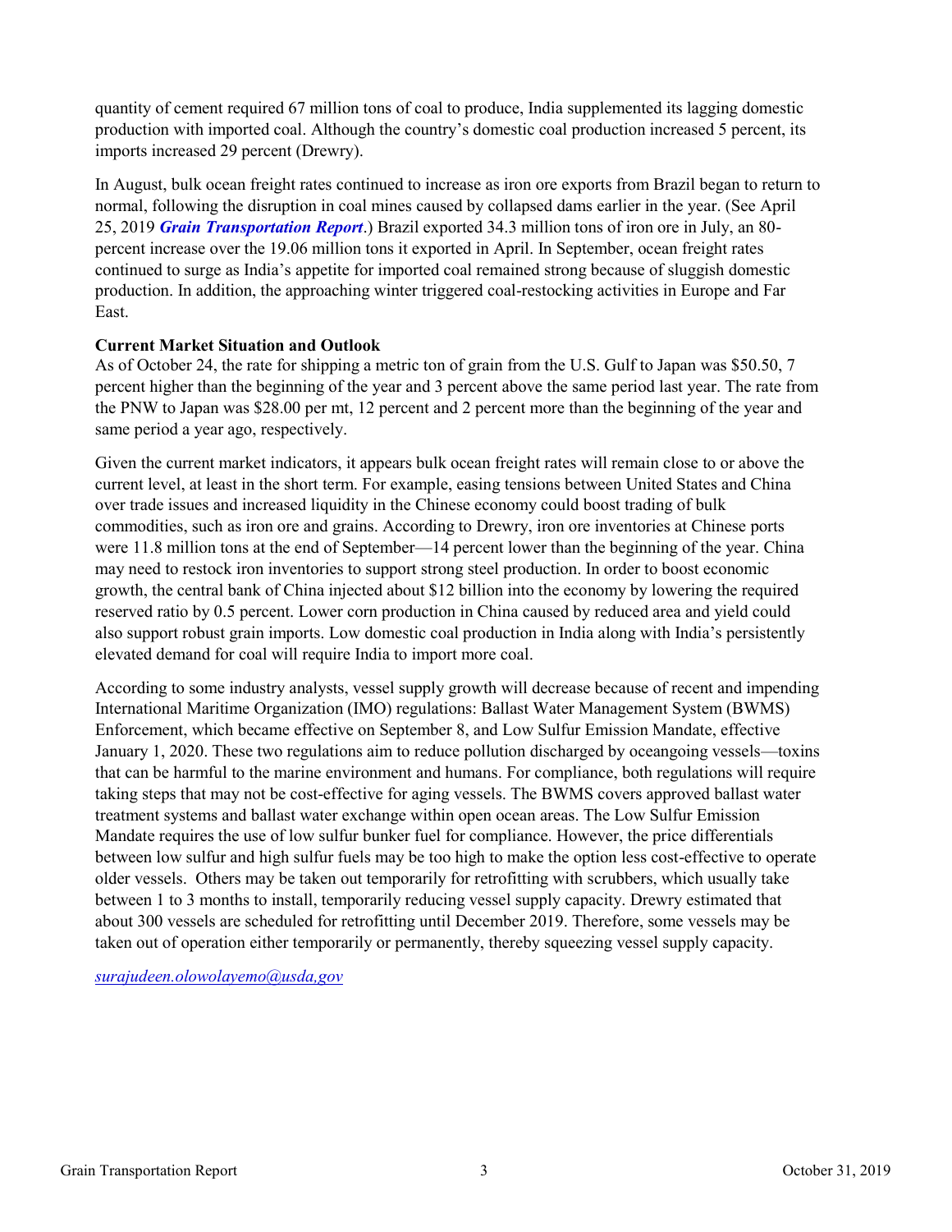quantity of cement required 67 million tons of coal to produce, India supplemented its lagging domestic production with imported coal. Although the country's domestic coal production increased 5 percent, its imports increased 29 percent (Drewry).

In August, bulk ocean freight rates continued to increase as iron ore exports from Brazil began to return to normal, following the disruption in coal mines caused by collapsed dams earlier in the year. (See April 25, 2019 ***Grain Transportation Report***.) Brazil exported 34.3 million tons of iron ore in July, an 80-percent increase over the 19.06 million tons it exported in April. In September, ocean freight rates continued to surge as India's appetite for imported coal remained strong because of sluggish domestic production. In addition, the approaching winter triggered coal-restocking activities in Europe and Far East.

**Current Market Situation and Outlook**

As of October 24, the rate for shipping a metric ton of grain from the U.S. Gulf to Japan was $50.50, 7 percent higher than the beginning of the year and 3 percent above the same period last year. The rate from the PNW to Japan was $28.00 per mt, 12 percent and 2 percent more than the beginning of the year and same period a year ago, respectively.

Given the current market indicators, it appears bulk ocean freight rates will remain close to or above the current level, at least in the short term. For example, easing tensions between United States and China over trade issues and increased liquidity in the Chinese economy could boost trading of bulk commodities, such as iron ore and grains. According to Drewry, iron ore inventories at Chinese ports were 11.8 million tons at the end of September—14 percent lower than the beginning of the year. China may need to restock iron inventories to support strong steel production. In order to boost economic growth, the central bank of China injected about $12 billion into the economy by lowering the required reserved ratio by 0.5 percent. Lower corn production in China caused by reduced area and yield could also support robust grain imports. Low domestic coal production in India along with India's persistently elevated demand for coal will require India to import more coal.

According to some industry analysts, vessel supply growth will decrease because of recent and impending International Maritime Organization (IMO) regulations: Ballast Water Management System (BWMS) Enforcement, which became effective on September 8, and Low Sulfur Emission Mandate, effective January 1, 2020. These two regulations aim to reduce pollution discharged by oceangoing vessels—toxins that can be harmful to the marine environment and humans. For compliance, both regulations will require taking steps that may not be cost-effective for aging vessels. The BWMS covers approved ballast water treatment systems and ballast water exchange within open ocean areas. The Low Sulfur Emission Mandate requires the use of low sulfur bunker fuel for compliance. However, the price differentials between low sulfur and high sulfur fuels may be too high to make the option less cost-effective to operate older vessels. Others may be taken out temporarily for retrofitting with scrubbers, which usually take between 1 to 3 months to install, temporarily reducing vessel supply capacity. Drewry estimated that about 300 vessels are scheduled for retrofitting until December 2019. Therefore, some vessels may be taken out of operation either temporarily or permanently, thereby squeezing vessel supply capacity.

*surajudeen.olowolayemo@usda,gov*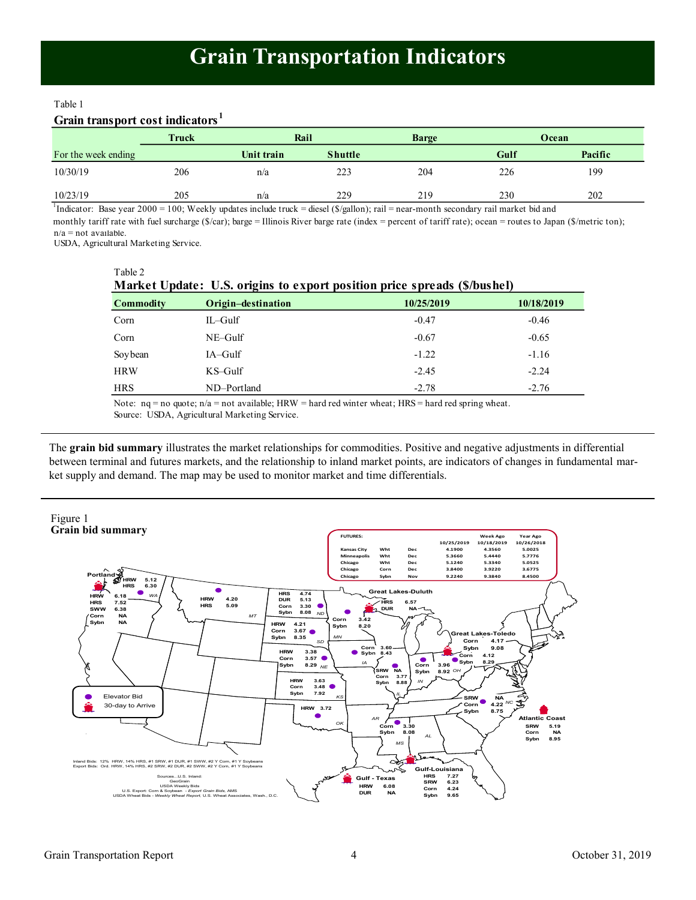# Grain Transportation Indicators

Table 1

**Grain transport cost indicators**[1]

| | Truck | Rail | | Barge | Ocean | |
|---|---|---|---|---|---|---|
| For the week ending | | Unit train | Shuttle | | Gulf | Pacific |
| 10/30/19 | 206 | n/a | 223 | 204 | 226 | 199 |
| 10/23/19 | 205 | n/a | 229 | 219 | 230 | 202 |

[1]Indicator: Base year 2000 = 100; Weekly updates include truck = diesel ($/gallon); rail = near-month secondary rail market bid and monthly tariff rate with fuel surcharge ($/car); barge = Illinois River barge rate (index = percent of tariff rate); ocean = routes to Japan ($/metric ton); n/a = not available.

USDA, Agricultural Marketing Service.

Table 2

**Market Update: U.S. origins to export position price spreads ($/bushel)**

| Commodity | Origin–destination | 10/25/2019 | 10/18/2019 |
|---|---|---|---|
| Corn | IL–Gulf | -0.47 | -0.46 |
| Corn | NE–Gulf | -0.67 | -0.65 |
| Soybean | IA–Gulf | -1.22 | -1.16 |
| HRW | KS–Gulf | -2.45 | -2.24 |
| HRS | ND–Portland | -2.78 | -2.76 |

Note: nq = no quote; n/a = not available; HRW = hard red winter wheat; HRS = hard red spring wheat.
Source: USDA, Agricultural Marketing Service.

The **grain bid summary** illustrates the market relationships for commodities. Positive and negative adjustments in differential between terminal and futures markets, and the relationship to inland market points, are indicators of changes in fundamental market supply and demand. The map may be used to monitor market and time differentials.

Figure 1
**Grain bid summary**

FUTURES:

| | | | 10/25/2019 | Week Ago 10/18/2019 | Year Ago 10/26/2018 |
|---|---|---|---|---|---|
| Kansas City | Wht | Dec | 4.1900 | 4.3560 | 5.0025 |
| Minneapolis | Wht | Dec | 5.3660 | 5.4440 | 5.7776 |
| Chicago | Wht | Dec | 5.1240 | 5.3340 | 5.0525 |
| Chicago | Corn | Dec | 3.8400 | 3.9220 | 3.6775 |
| Chicago | Sybn | Nov | 9.2240 | 9.3840 | 8.4500 |

Portland: HRW 6.18, HRS 7.52, SWW 6.38, Corn NA, Sybn NA
WA: HRW 5.12, HRS 6.30
MT: HRW 4.20, HRS 5.09
ND: HRS 4.74, DUR 5.13, Corn 3.30, Sybn 8.08
SD: HRW 4.21, Corn 3.67, Sybn 8.35
MN: Corn 3.42, Sybn 8.20
NE: HRW 3.38, Corn 3.57, Sybn 8.29
KS: HRW 3.63, Corn 3.48, Sybn 7.92
OK: HRW 3.72
IA: Corn 3.60, Sybn 8.43
IL: SRW NA, Corn 3.77, Sybn 8.88
IN / OH: Corn 3.96, Sybn 8.92
AR / MS: Corn 3.30, Sybn 8.08
Great Lakes-Duluth: HRS 6.57, DUR NA
Great Lakes-Toledo: Corn 4.17, Sybn 9.08; Corn 4.12, Sybn 8.29
NC: SRW NA, Corn 4.22, Sybn 8.75
Atlantic Coast: SRW 5.19, Corn NA, Sybn 8.95
Gulf - Texas: HRW 6.08, DUR NA
Gulf-Louisiana: HRS 7.27, SRW 6.23, Corn 4.24, Sybn 9.65

Elevator Bid
30-day to Arrive

Inland Bids: 12% HRW, 14% HRS, #1 SRW, #1 DUR, #1 SWW, #2 Y Corn, #1 Y Soybeans
Export Bids: Ord. HRW, 14% HRS, #2 SRW, #2 DUR, #2 SWW, #2 Y Corn, #1 Y Soybeans

Sources...U.S. Inland: GeoGrain; USDA Weekly Bids; U.S. Export: Corn & Soybean - *Export Grain Bids*, AMS; USDA Wheat Bids - *Weekly Wheat Report*, U.S. Wheat Associates, Wash., D.C.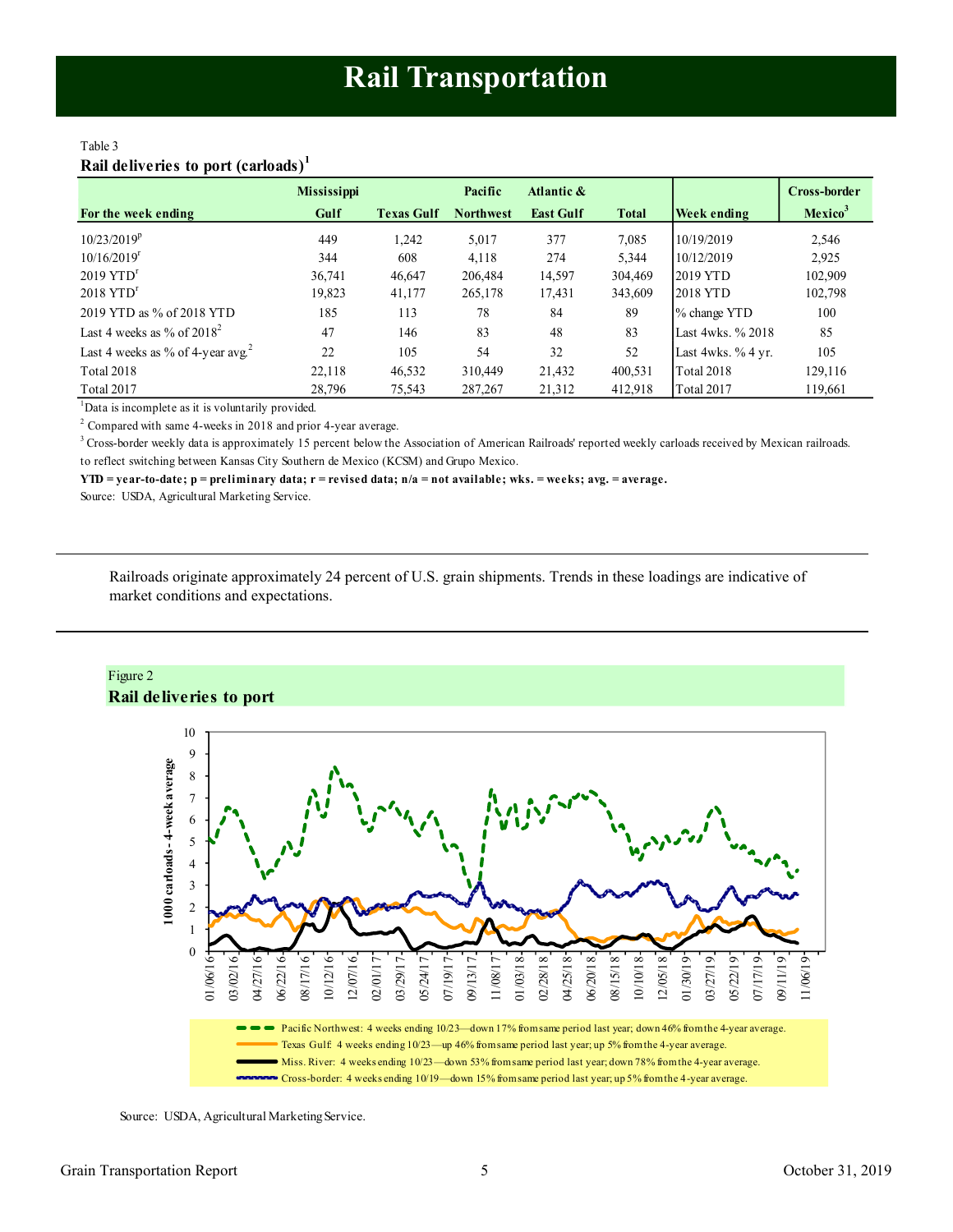# Rail Transportation

Table 3

**Rail deliveries to port (carloads)[1]**

| For the week ending | Mississippi Gulf | Texas Gulf | Pacific Northwest | Atlantic & East Gulf | Total | Week ending | Cross-border Mexico[3] |
|---|---|---|---|---|---|---|---|
| 10/23/2019[p] | 449 | 1,242 | 5,017 | 377 | 7,085 | 10/19/2019 | 2,546 |
| 10/16/2019[r] | 344 | 608 | 4,118 | 274 | 5,344 | 10/12/2019 | 2,925 |
| 2019 YTD[r] | 36,741 | 46,647 | 206,484 | 14,597 | 304,469 | 2019 YTD | 102,909 |
| 2018 YTD[r] | 19,823 | 41,177 | 265,178 | 17,431 | 343,609 | 2018 YTD | 102,798 |
| 2019 YTD as % of 2018 YTD | 185 | 113 | 78 | 84 | 89 | % change YTD | 100 |
| Last 4 weeks as % of 2018[2] | 47 | 146 | 83 | 48 | 83 | Last 4wks. % 2018 | 85 |
| Last 4 weeks as % of 4-year avg.[2] | 22 | 105 | 54 | 32 | 52 | Last 4wks. % 4 yr. | 105 |
| Total 2018 | 22,118 | 46,532 | 310,449 | 21,432 | 400,531 | Total 2018 | 129,116 |
| Total 2017 | 28,796 | 75,543 | 287,267 | 21,312 | 412,918 | Total 2017 | 119,661 |

[1]Data is incomplete as it is voluntarily provided.

[2] Compared with same 4-weeks in 2018 and prior 4-year average.

[3] Cross-border weekly data is approximately 15 percent below the Association of American Railroads' reported weekly carloads received by Mexican railroads. to reflect switching between Kansas City Southern de Mexico (KCSM) and Grupo Mexico.

**YTD = year-to-date; p = preliminary data; r = revised data; n/a = not available; wks. = weeks; avg. = average.**

Source: USDA, Agricultural Marketing Service.

Railroads originate approximately 24 percent of U.S. grain shipments. Trends in these loadings are indicative of market conditions and expectations.

Figure 2

**Rail deliveries to port**

- Pacific Northwest: 4 weeks ending 10/23—down 17% from same period last year; down 46% from the 4-year average.
- Texas Gulf: 4 weeks ending 10/23—up 46% from same period last year; up 5% from the 4-year average.
- Miss. River: 4 weeks ending 10/23—down 53% from same period last year; down 78% from the 4-year average.
- Cross-border: 4 weeks ending 10/19—down 15% from same period last year; up 5% from the 4-year average.

Source: USDA, Agricultural Marketing Service.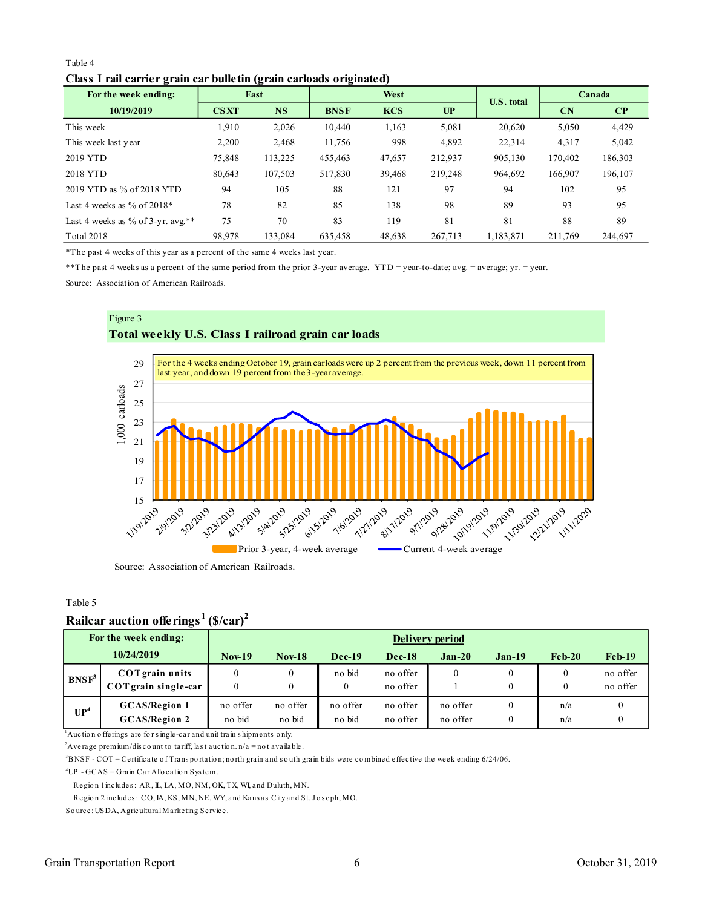Table 4

**Class I rail carrier grain car bulletin (grain carloads originated)**

| For the week ending: | East | | West | | | U.S. total | Canada | |
|---|---|---|---|---|---|---|---|---|
| 10/19/2019 | CSXT | NS | BNSF | KCS | UP | | CN | CP |
| This week | 1,910 | 2,026 | 10,440 | 1,163 | 5,081 | 20,620 | 5,050 | 4,429 |
| This week last year | 2,200 | 2,468 | 11,756 | 998 | 4,892 | 22,314 | 4,317 | 5,042 |
| 2019 YTD | 75,848 | 113,225 | 455,463 | 47,657 | 212,937 | 905,130 | 170,402 | 186,303 |
| 2018 YTD | 80,643 | 107,503 | 517,830 | 39,468 | 219,248 | 964,692 | 166,907 | 196,107 |
| 2019 YTD as % of 2018 YTD | 94 | 105 | 88 | 121 | 97 | 94 | 102 | 95 |
| Last 4 weeks as % of 2018* | 78 | 82 | 85 | 138 | 98 | 89 | 93 | 95 |
| Last 4 weeks as % of 3-yr. avg.** | 75 | 70 | 83 | 119 | 81 | 81 | 88 | 89 |
| Total 2018 | 98,978 | 133,084 | 635,458 | 48,638 | 267,713 | 1,183,871 | 211,769 | 244,697 |

*The past 4 weeks of this year as a percent of the same 4 weeks last year.

**The past 4 weeks as a percent of the same period from the prior 3-year average. YTD = year-to-date; avg. = average; yr. = year.

Source: Association of American Railroads.

Figure 3

**Total weekly U.S. Class I railroad grain car loads**

For the 4 weeks ending October 19, grain carloads were up 2 percent from the previous week, down 11 percent from last year, and down 19 percent from the 3-year average.

Source: Association of American Railroads.

Table 5

**Railcar auction offerings[1] ($/car)[2]**

| For the week ending: 10/24/2019 | | Delivery period | | | | | | | |
|---|---|---|---|---|---|---|---|---|---|
| | | Nov-19 | Nov-18 | Dec-19 | Dec-18 | Jan-20 | Jan-19 | Feb-20 | Feb-19 |
| BNSF[3] | COT grain units | 0 | 0 | no bid | no offer | 0 | 0 | 0 | no offer |
| | COT grain single-car | 0 | 0 | 0 | no offer | 1 | 0 | 0 | no offer |
| UP[4] | GCAS/Region 1 | no offer | no offer | no offer | no offer | no offer | 0 | n/a | 0 |
| | GCAS/Region 2 | no bid | no bid | no bid | no offer | no offer | 0 | n/a | 0 |

[1]Auction offerings are for single-car and unit train shipments only.

[2]Average premium/discount to tariff, last auction. n/a = not available.

[3]BNSF - COT = Certificate of Transportation; north grain and south grain bids were combined effective the week ending 6/24/06.

[4]UP - GCAS = Grain Car Allocation System.

Region 1 includes: AR, IL, LA, MO, NM, OK, TX, WI, and Duluth, MN.

Region 2 includes: CO, IA, KS, MN, NE, WY, and Kansas City and St. Joseph, MO.

Source: USDA, Agricultural Marketing Service.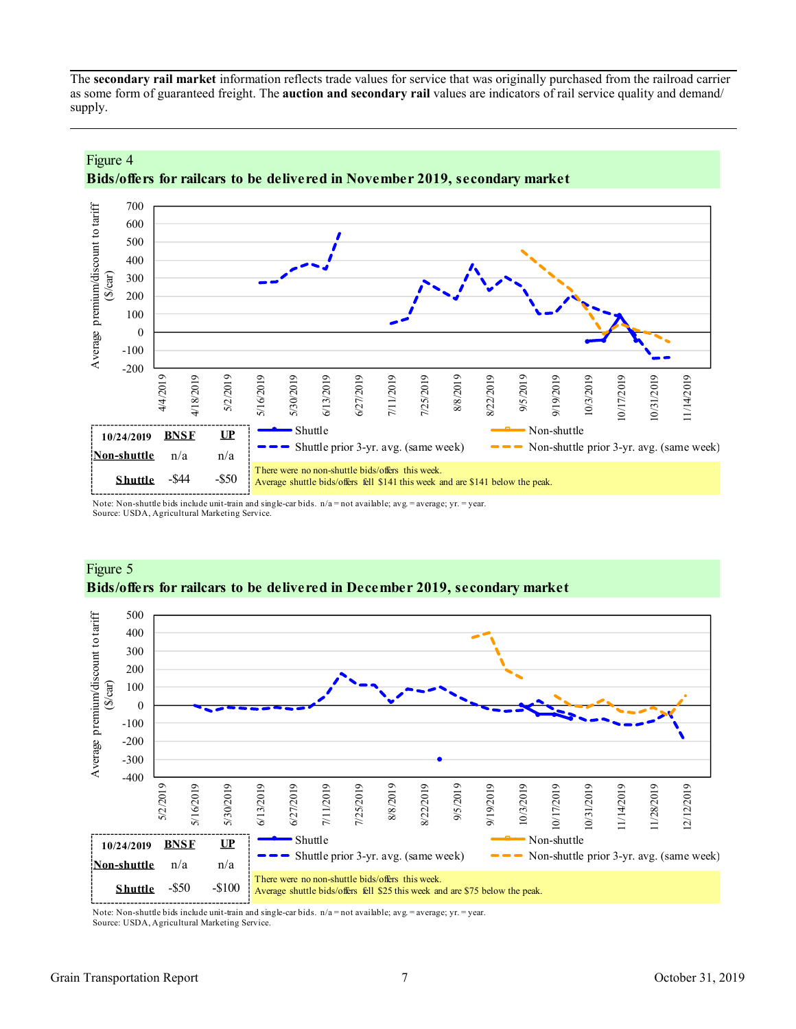The **secondary rail market** information reflects trade values for service that was originally purchased from the railroad carrier as some form of guaranteed freight. The **auction and secondary rail** values are indicators of rail service quality and demand/supply.

Figure 4
**Bids/offers for railcars to be delivered in November 2019, secondary market**

| 10/24/2019 | BNSF | UP |
|---|---|---|
| Non-shuttle | n/a | n/a |
| Shuttle | -$44 | -$50 |

There were no non-shuttle bids/offers this week.
Average shuttle bids/offers fell $141 this week and are $141 below the peak.

Note: Non-shuttle bids include unit-train and single-car bids. n/a = not available; avg. = average; yr. = year.
Source: USDA, Agricultural Marketing Service.

Figure 5
**Bids/offers for railcars to be delivered in December 2019, secondary market**

| 10/24/2019 | BNSF | UP |
|---|---|---|
| Non-shuttle | n/a | n/a |
| Shuttle | -$50 | -$100 |

There were no non-shuttle bids/offers this week.
Average shuttle bids/offers fell $25 this week and are $75 below the peak.

Note: Non-shuttle bids include unit-train and single-car bids. n/a = not available; avg. = average; yr. = year.
Source: USDA, Agricultural Marketing Service.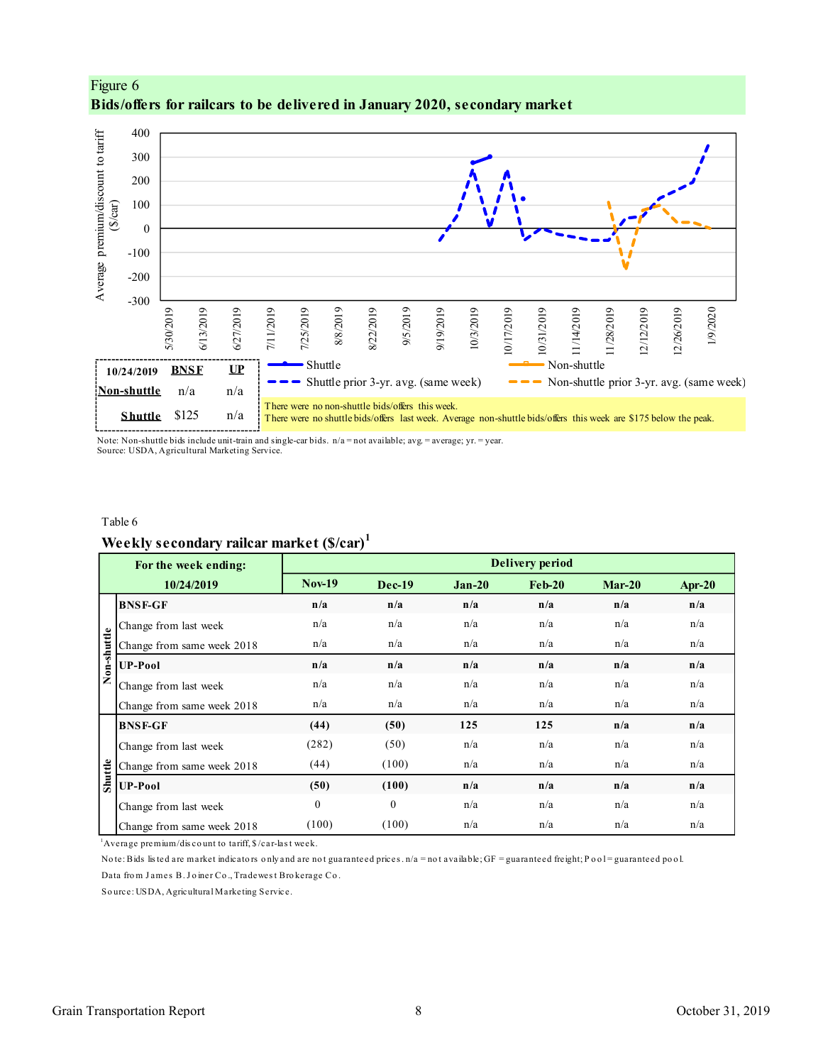Figure 6

**Bids/offers for railcars to be delivered in January 2020, secondary market**

| 10/24/2019 | BNSF | UP |
|---|---|---|
| Non-shuttle | n/a | n/a |
| Shuttle | $125 | n/a |

There were no non-shuttle bids/offers this week.
There were no shuttle bids/offers last week. Average non-shuttle bids/offers this week are $175 below the peak.

Note: Non-shuttle bids include unit-train and single-car bids. n/a = not available; avg. = average; yr. = year.
Source: USDA, Agricultural Marketing Service.

Table 6

**Weekly secondary railcar market ($/car)**[1]

| | For the week ending: 10/24/2019 | Nov-19 | Dec-19 | Jan-20 | Feb-20 | Mar-20 | Apr-20 |
|---|---|---|---|---|---|---|---|
| Non-shuttle | **BNSF-GF** | **n/a** | **n/a** | **n/a** | **n/a** | **n/a** | **n/a** |
| | Change from last week | n/a | n/a | n/a | n/a | n/a | n/a |
| | Change from same week 2018 | n/a | n/a | n/a | n/a | n/a | n/a |
| | **UP-Pool** | **n/a** | **n/a** | **n/a** | **n/a** | **n/a** | **n/a** |
| | Change from last week | n/a | n/a | n/a | n/a | n/a | n/a |
| | Change from same week 2018 | n/a | n/a | n/a | n/a | n/a | n/a |
| Shuttle | **BNSF-GF** | **(44)** | **(50)** | **125** | **125** | **n/a** | **n/a** |
| | Change from last week | (282) | (50) | n/a | n/a | n/a | n/a |
| | Change from same week 2018 | (44) | (100) | n/a | n/a | n/a | n/a |
| | **UP-Pool** | **(50)** | **(100)** | **n/a** | **n/a** | **n/a** | **n/a** |
| | Change from last week | 0 | 0 | n/a | n/a | n/a | n/a |
| | Change from same week 2018 | (100) | (100) | n/a | n/a | n/a | n/a |

[1]Average premium/discount to tariff, $/car-last week.

Note: Bids listed are market indicators only and are not guaranteed prices. n/a = not available; GF = guaranteed freight; Pool = guaranteed pool.

Data from James B. Joiner Co., Tradewest Brokerage Co.

Source: USDA, Agricultural Marketing Service.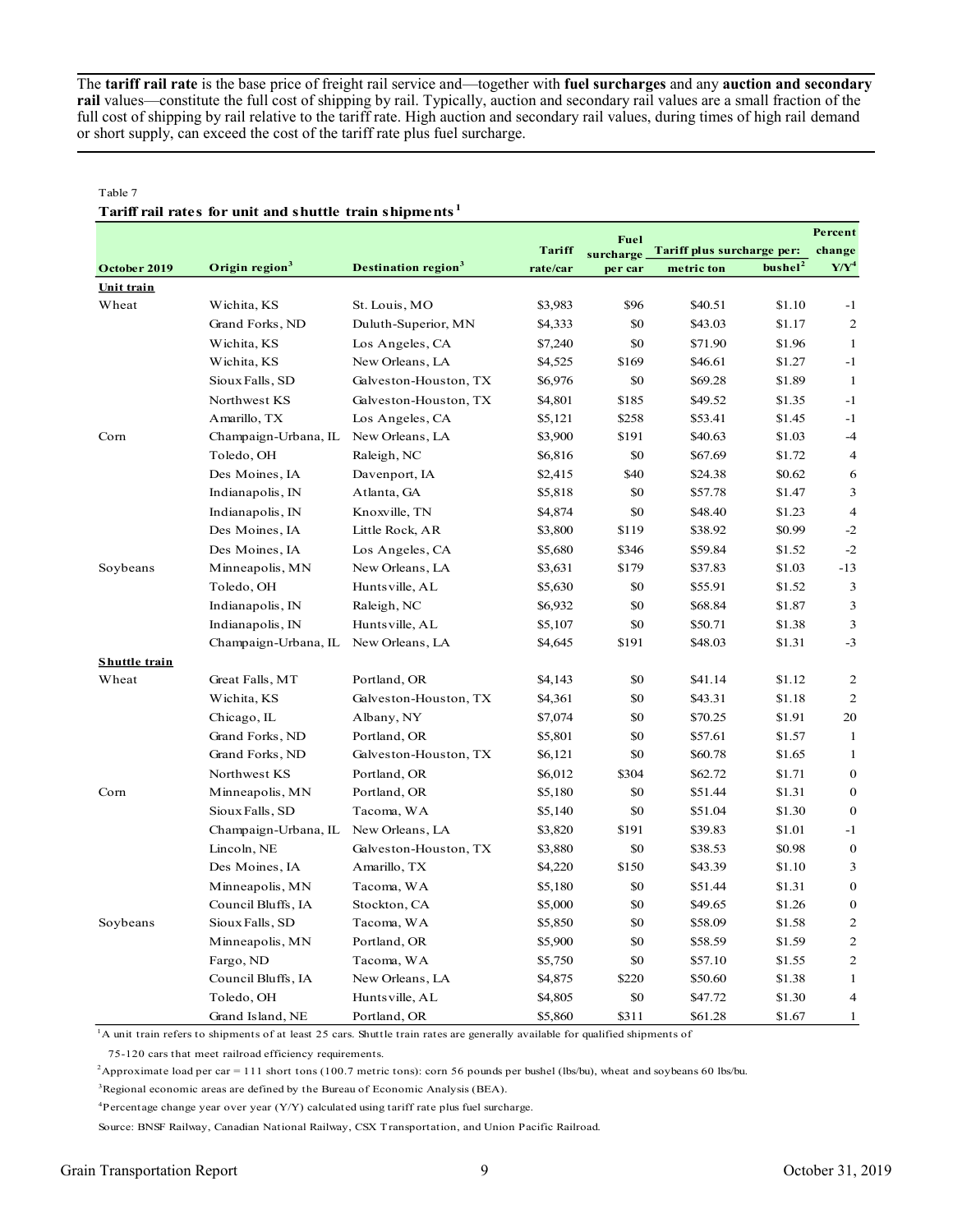The **tariff rail rate** is the base price of freight rail service and—together with **fuel surcharges** and any **auction and secondary rail** values—constitute the full cost of shipping by rail. Typically, auction and secondary rail values are a small fraction of the full cost of shipping by rail relative to the tariff rate. High auction and secondary rail values, during times of high rail demand or short supply, can exceed the cost of the tariff rate plus fuel surcharge.

Table 7

**Tariff rail rates for unit and shuttle train shipments[1]**

| October 2019 | Origin region[3] | Destination region[3] | Tariff rate/car | Fuel surcharge per car | Tariff plus surcharge per: metric ton | bushel[2] | Percent change Y/Y[4] |
|---|---|---|---|---|---|---|---|
| **Unit train** | | | | | | | |
| Wheat | Wichita, KS | St. Louis, MO | $3,983 | $96 | $40.51 | $1.10 | -1 |
| | Grand Forks, ND | Duluth-Superior, MN | $4,333 | $0 | $43.03 | $1.17 | 2 |
| | Wichita, KS | Los Angeles, CA | $7,240 | $0 | $71.90 | $1.96 | 1 |
| | Wichita, KS | New Orleans, LA | $4,525 | $169 | $46.61 | $1.27 | -1 |
| | Sioux Falls, SD | Galveston-Houston, TX | $6,976 | $0 | $69.28 | $1.89 | 1 |
| | Northwest KS | Galveston-Houston, TX | $4,801 | $185 | $49.52 | $1.35 | -1 |
| | Amarillo, TX | Los Angeles, CA | $5,121 | $258 | $53.41 | $1.45 | -1 |
| Corn | Champaign-Urbana, IL | New Orleans, LA | $3,900 | $191 | $40.63 | $1.03 | -4 |
| | Toledo, OH | Raleigh, NC | $6,816 | $0 | $67.69 | $1.72 | 4 |
| | Des Moines, IA | Davenport, IA | $2,415 | $40 | $24.38 | $0.62 | 6 |
| | Indianapolis, IN | Atlanta, GA | $5,818 | $0 | $57.78 | $1.47 | 3 |
| | Indianapolis, IN | Knoxville, TN | $4,874 | $0 | $48.40 | $1.23 | 4 |
| | Des Moines, IA | Little Rock, AR | $3,800 | $119 | $38.92 | $0.99 | -2 |
| | Des Moines, IA | Los Angeles, CA | $5,680 | $346 | $59.84 | $1.52 | -2 |
| Soybeans | Minneapolis, MN | New Orleans, LA | $3,631 | $179 | $37.83 | $1.03 | -13 |
| | Toledo, OH | Huntsville, AL | $5,630 | $0 | $55.91 | $1.52 | 3 |
| | Indianapolis, IN | Raleigh, NC | $6,932 | $0 | $68.84 | $1.87 | 3 |
| | Indianapolis, IN | Huntsville, AL | $5,107 | $0 | $50.71 | $1.38 | 3 |
| | Champaign-Urbana, IL | New Orleans, LA | $4,645 | $191 | $48.03 | $1.31 | -3 |
| **Shuttle train** | | | | | | | |
| Wheat | Great Falls, MT | Portland, OR | $4,143 | $0 | $41.14 | $1.12 | 2 |
| | Wichita, KS | Galveston-Houston, TX | $4,361 | $0 | $43.31 | $1.18 | 2 |
| | Chicago, IL | Albany, NY | $7,074 | $0 | $70.25 | $1.91 | 20 |
| | Grand Forks, ND | Portland, OR | $5,801 | $0 | $57.61 | $1.57 | 1 |
| | Grand Forks, ND | Galveston-Houston, TX | $6,121 | $0 | $60.78 | $1.65 | 1 |
| | Northwest KS | Portland, OR | $6,012 | $304 | $62.72 | $1.71 | 0 |
| Corn | Minneapolis, MN | Portland, OR | $5,180 | $0 | $51.44 | $1.31 | 0 |
| | Sioux Falls, SD | Tacoma, WA | $5,140 | $0 | $51.04 | $1.30 | 0 |
| | Champaign-Urbana, IL | New Orleans, LA | $3,820 | $191 | $39.83 | $1.01 | -1 |
| | Lincoln, NE | Galveston-Houston, TX | $3,880 | $0 | $38.53 | $0.98 | 0 |
| | Des Moines, IA | Amarillo, TX | $4,220 | $150 | $43.39 | $1.10 | 3 |
| | Minneapolis, MN | Tacoma, WA | $5,180 | $0 | $51.44 | $1.31 | 0 |
| | Council Bluffs, IA | Stockton, CA | $5,000 | $0 | $49.65 | $1.26 | 0 |
| Soybeans | Sioux Falls, SD | Tacoma, WA | $5,850 | $0 | $58.09 | $1.58 | 2 |
| | Minneapolis, MN | Portland, OR | $5,900 | $0 | $58.59 | $1.59 | 2 |
| | Fargo, ND | Tacoma, WA | $5,750 | $0 | $57.10 | $1.55 | 2 |
| | Council Bluffs, IA | New Orleans, LA | $4,875 | $220 | $50.60 | $1.38 | 1 |
| | Toledo, OH | Huntsville, AL | $4,805 | $0 | $47.72 | $1.30 | 4 |
| | Grand Island, NE | Portland, OR | $5,860 | $311 | $61.28 | $1.67 | 1 |

[1]A unit train refers to shipments of at least 25 cars. Shuttle train rates are generally available for qualified shipments of 75-120 cars that meet railroad efficiency requirements.

[2]Approximate load per car = 111 short tons (100.7 metric tons): corn 56 pounds per bushel (lbs/bu), wheat and soybeans 60 lbs/bu.

[3]Regional economic areas are defined by the Bureau of Economic Analysis (BEA).

[4]Percentage change year over year (Y/Y) calculated using tariff rate plus fuel surcharge.

Source: BNSF Railway, Canadian National Railway, CSX Transportation, and Union Pacific Railroad.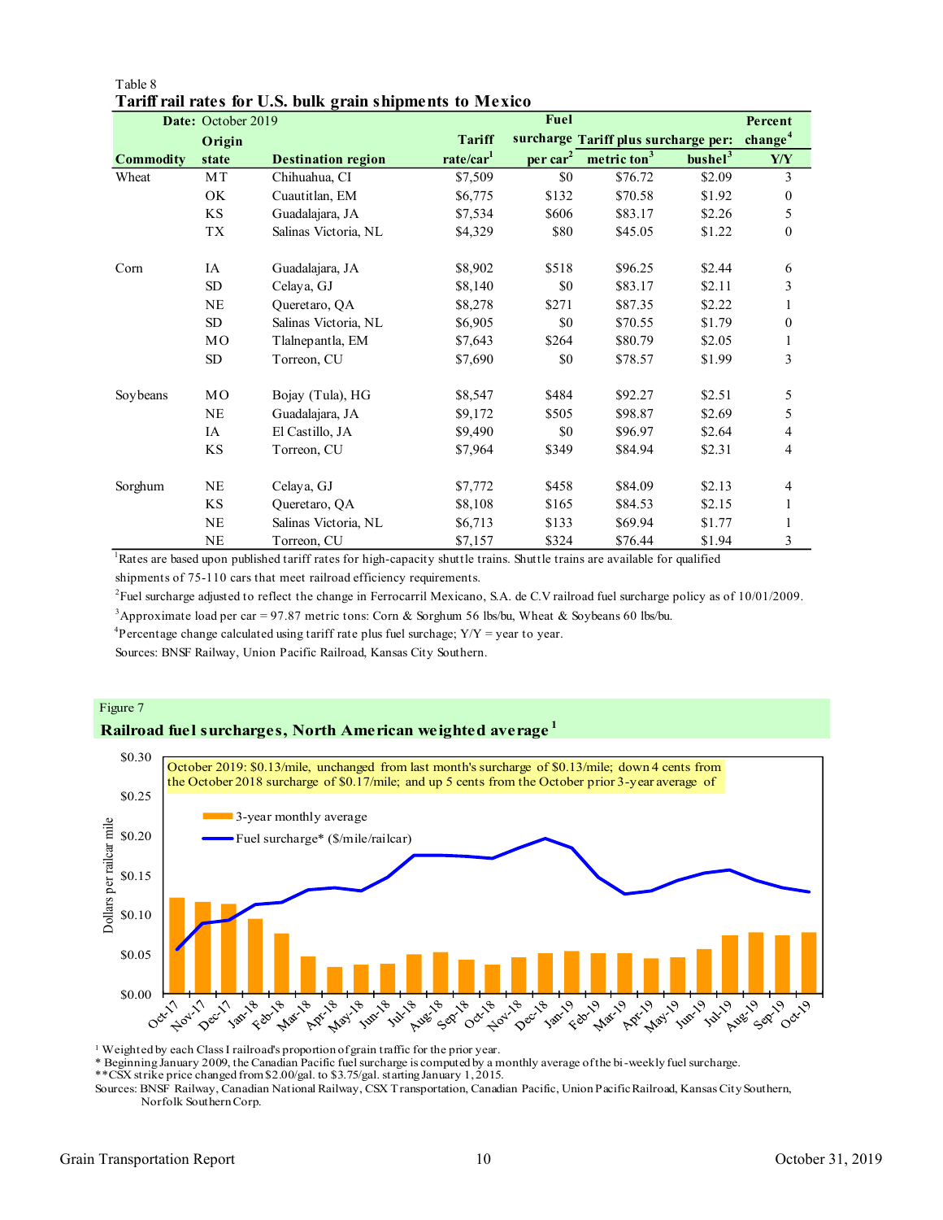Table 8

**Tariff rail rates for U.S. bulk grain shipments to Mexico**

| Date: October 2019 | | | | Fuel | | | Percent |
|---|---|---|---|---|---|---|---|
| | Origin | | Tariff | surcharge | Tariff plus surcharge per: | | change[4] |
| Commodity | state | Destination region | rate/car[1] | per car[2] | metric ton[3] | bushel[3] | Y/Y |
| Wheat | MT | Chihuahua, CI | $7,509 | $0 | $76.72 | $2.09 | 3 |
| | OK | Cuautitlan, EM | $6,775 | $132 | $70.58 | $1.92 | 0 |
| | KS | Guadalajara, JA | $7,534 | $606 | $83.17 | $2.26 | 5 |
| | TX | Salinas Victoria, NL | $4,329 | $80 | $45.05 | $1.22 | 0 |
| Corn | IA | Guadalajara, JA | $8,902 | $518 | $96.25 | $2.44 | 6 |
| | SD | Celaya, GJ | $8,140 | $0 | $83.17 | $2.11 | 3 |
| | NE | Queretaro, QA | $8,278 | $271 | $87.35 | $2.22 | 1 |
| | SD | Salinas Victoria, NL | $6,905 | $0 | $70.55 | $1.79 | 0 |
| | MO | Tlalnepantla, EM | $7,643 | $264 | $80.79 | $2.05 | 1 |
| | SD | Torreon, CU | $7,690 | $0 | $78.57 | $1.99 | 3 |
| Soybeans | MO | Bojay (Tula), HG | $8,547 | $484 | $92.27 | $2.51 | 5 |
| | NE | Guadalajara, JA | $9,172 | $505 | $98.87 | $2.69 | 5 |
| | IA | El Castillo, JA | $9,490 | $0 | $96.97 | $2.64 | 4 |
| | KS | Torreon, CU | $7,964 | $349 | $84.94 | $2.31 | 4 |
| Sorghum | NE | Celaya, GJ | $7,772 | $458 | $84.09 | $2.13 | 4 |
| | KS | Queretaro, QA | $8,108 | $165 | $84.53 | $2.15 | 1 |
| | NE | Salinas Victoria, NL | $6,713 | $133 | $69.94 | $1.77 | 1 |
| | NE | Torreon, CU | $7,157 | $324 | $76.44 | $1.94 | 3 |

[1]Rates are based upon published tariff rates for high-capacity shuttle trains. Shuttle trains are available for qualified shipments of 75-110 cars that meet railroad efficiency requirements.

[2]Fuel surcharge adjusted to reflect the change in Ferrocarril Mexicano, S.A. de C.V railroad fuel surcharge policy as of 10/01/2009.

[3]Approximate load per car = 97.87 metric tons: Corn & Sorghum 56 lbs/bu, Wheat & Soybeans 60 lbs/bu.

[4]Percentage change calculated using tariff rate plus fuel surchage; Y/Y = year to year.

Sources: BNSF Railway, Union Pacific Railroad, Kansas City Southern.

Figure 7

**Railroad fuel surcharges, North American weighted average[1]**

October 2019: $0.13/mile, unchanged from last month's surcharge of $0.13/mile; down 4 cents from the October 2018 surcharge of $0.17/mile; and up 5 cents from the October prior 3-year average of

[1] Weighted by each Class I railroad's proportion of grain traffic for the prior year.

* Beginning January 2009, the Canadian Pacific fuel surcharge is computed by a monthly average of the bi-weekly fuel surcharge.

**CSX strike price changed from $2.00/gal. to $3.75/gal. starting January 1, 2015.

Sources: BNSF Railway, Canadian National Railway, CSX Transportation, Canadian Pacific, Union Pacific Railroad, Kansas City Southern, Norfolk Southern Corp.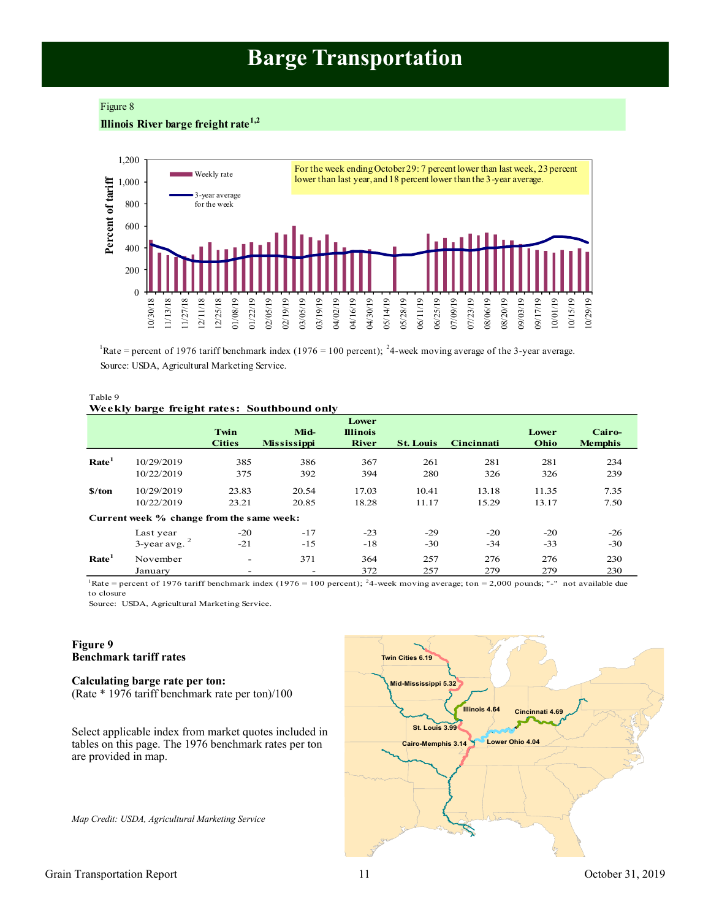# Barge Transportation

Figure 8

**Illinois River barge freight rate**[1,2]

For the week ending October 29: 7 percent lower than last week, 23 percent lower than last year, and 18 percent lower than the 3-year average.

[1]Rate = percent of 1976 tariff benchmark index (1976 = 100 percent); [2]4-week moving average of the 3-year average.

Source: USDA, Agricultural Marketing Service.

Table 9

**Weekly barge freight rates: Southbound only**

| | | Twin Cities | Mid-Mississippi | Lower Illinois River | St. Louis | Cincinnati | Lower Ohio | Cairo-Memphis |
|---|---|---|---|---|---|---|---|---|
| **Rate**[1] | 10/29/2019 | 385 | 386 | 367 | 261 | 281 | 281 | 234 |
| | 10/22/2019 | 375 | 392 | 394 | 280 | 326 | 326 | 239 |
| **$/ton** | 10/29/2019 | 23.83 | 20.54 | 17.03 | 10.41 | 13.18 | 11.35 | 7.35 |
| | 10/22/2019 | 23.21 | 20.85 | 18.28 | 11.17 | 15.29 | 13.17 | 7.50 |
| **Current week % change from the same week:** | | | | | | | | |
| | Last year | -20 | -17 | -23 | -29 | -20 | -20 | -26 |
| | 3-year avg. [2] | -21 | -15 | -18 | -30 | -34 | -33 | -30 |
| **Rate**[1] | November | - | 371 | 364 | 257 | 276 | 276 | 230 |
| | January | - | - | 372 | 257 | 279 | 279 | 230 |

[1]Rate = percent of 1976 tariff benchmark index (1976 = 100 percent); [2]4-week moving average; ton = 2,000 pounds; "-" not available due to closure

Source: USDA, Agricultural Marketing Service.

**Figure 9**

**Benchmark tariff rates**

**Calculating barge rate per ton:**

(Rate * 1976 tariff benchmark rate per ton)/100

Select applicable index from market quotes included in tables on this page. The 1976 benchmark rates per ton are provided in map.

Twin Cities 6.19; Mid-Mississippi 5.32; Illinois 4.64; Cincinnati 4.69; St. Louis 3.99; Lower Ohio 4.04; Cairo-Memphis 3.14

*Map Credit: USDA, Agricultural Marketing Service*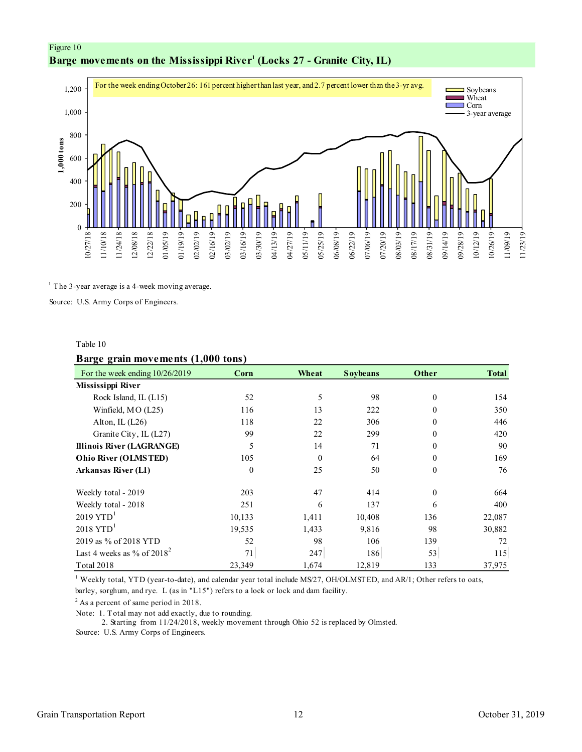Figure 10

## Barge movements on the Mississippi River[1] (Locks 27 - Granite City, IL)

For the week ending October 26: 161 percent higher than last year, and 2.7 percent lower than the 3-yr avg.

[1] The 3-year average is a 4-week moving average.

Source: U.S. Army Corps of Engineers.

Table 10

## Barge grain movements (1,000 tons)

| For the week ending 10/26/2019 | Corn | Wheat | Soybeans | Other | Total |
|---|---|---|---|---|---|
| **Mississippi River** | | | | | |
| Rock Island, IL (L15) | 52 | 5 | 98 | 0 | 154 |
| Winfield, MO (L25) | 116 | 13 | 222 | 0 | 350 |
| Alton, IL (L26) | 118 | 22 | 306 | 0 | 446 |
| Granite City, IL (L27) | 99 | 22 | 299 | 0 | 420 |
| **Illinois River (LAGRANGE)** | 5 | 14 | 71 | 0 | 90 |
| **Ohio River (OLMSTED)** | 105 | 0 | 64 | 0 | 169 |
| **Arkansas River (L1)** | 0 | 25 | 50 | 0 | 76 |
| | | | | | |
| Weekly total - 2019 | 203 | 47 | 414 | 0 | 664 |
| Weekly total - 2018 | 251 | 6 | 137 | 6 | 400 |
| 2019 YTD[1] | 10,133 | 1,411 | 10,408 | 136 | 22,087 |
| 2018 YTD[1] | 19,535 | 1,433 | 9,816 | 98 | 30,882 |
| 2019 as % of 2018 YTD | 52 | 98 | 106 | 139 | 72 |
| Last 4 weeks as % of 2018[2] | 71 | 247 | 186 | 53 | 115 |
| Total 2018 | 23,349 | 1,674 | 12,819 | 133 | 37,975 |

[1] Weekly total, YTD (year-to-date), and calendar year total include MS/27, OH/OLMSTED, and AR/1; Other refers to oats, barley, sorghum, and rye. L (as in "L15") refers to a lock or lock and dam facility.

[2] As a percent of same period in 2018.

Note: 1. Total may not add exactly, due to rounding.
2. Starting from 11/24/2018, weekly movement through Ohio 52 is replaced by Olmsted.

Source: U.S. Army Corps of Engineers.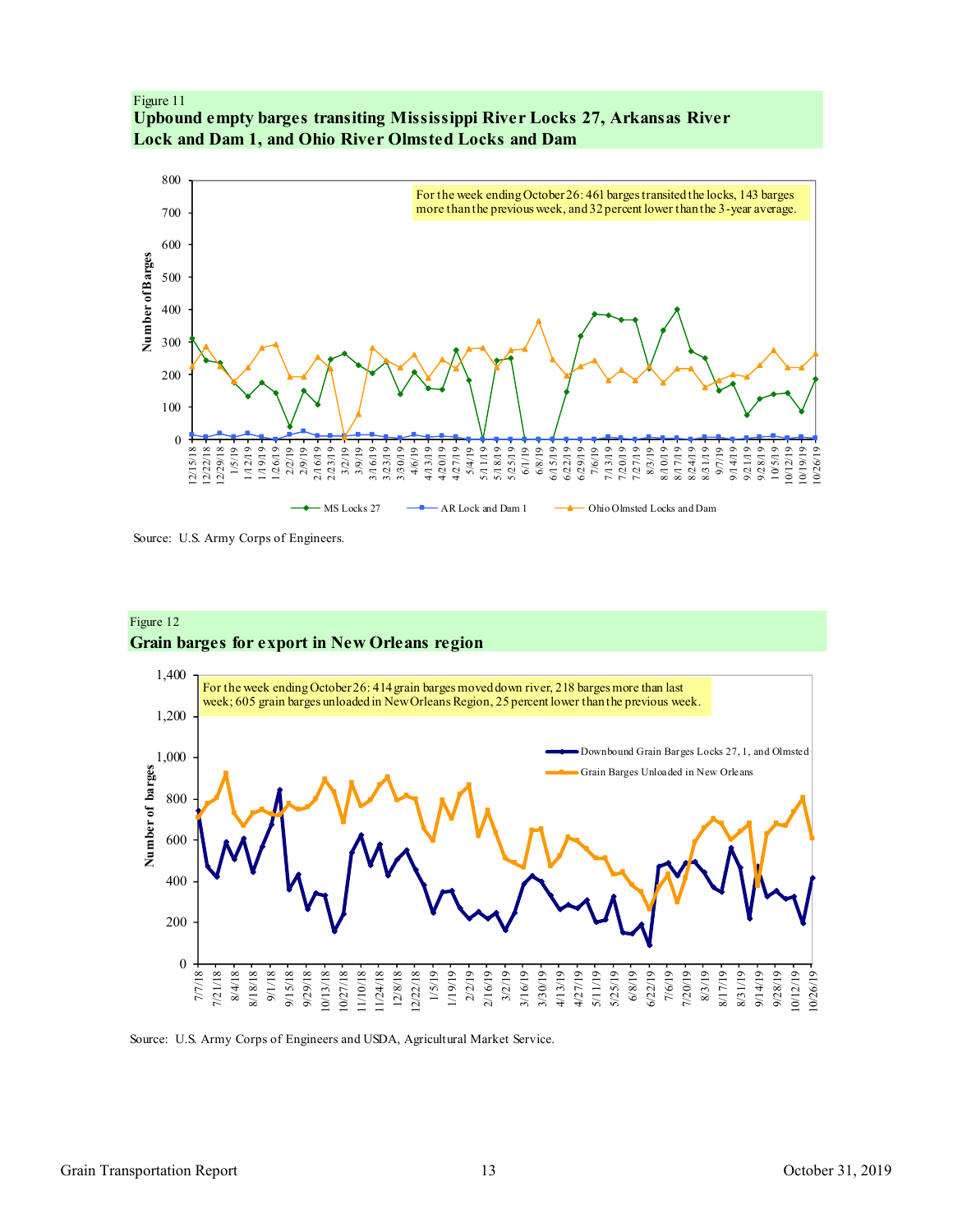Figure 11

**Upbound empty barges transiting Mississippi River Locks 27, Arkansas River Lock and Dam 1, and Ohio River Olmsted Locks and Dam**

For the week ending October 26: 461 barges transited the locks, 143 barges more than the previous week, and 32 percent lower than the 3-year average.

Source: U.S. Army Corps of Engineers.

Figure 12

**Grain barges for export in New Orleans region**

For the week ending October 26: 414 grain barges moved down river, 218 barges more than last week; 605 grain barges unloaded in New Orleans Region, 25 percent lower than the previous week.

Source: U.S. Army Corps of Engineers and USDA, Agricultural Market Service.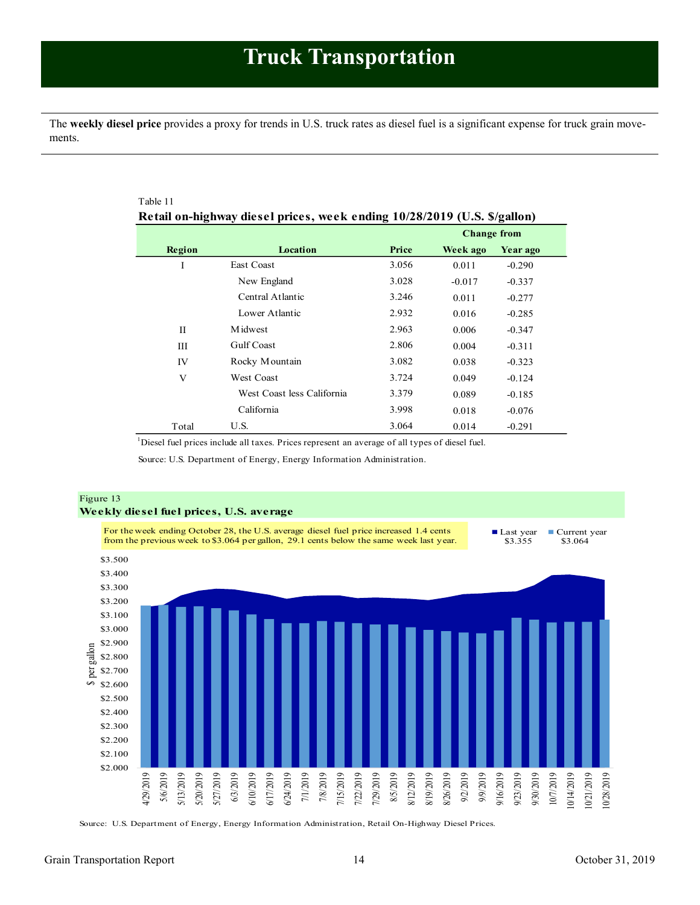# Truck Transportation

The **weekly diesel price** provides a proxy for trends in U.S. truck rates as diesel fuel is a significant expense for truck grain movements.

Table 11

**Retail on-highway diesel prices, week ending 10/28/2019 (U.S. $/gallon)**

| Region | Location | Price | Change from Week ago | Change from Year ago |
|---|---|---|---|---|
| I | East Coast | 3.056 | 0.011 | -0.290 |
| | New England | 3.028 | -0.017 | -0.337 |
| | Central Atlantic | 3.246 | 0.011 | -0.277 |
| | Lower Atlantic | 2.932 | 0.016 | -0.285 |
| II | Midwest | 2.963 | 0.006 | -0.347 |
| III | Gulf Coast | 2.806 | 0.004 | -0.311 |
| IV | Rocky Mountain | 3.082 | 0.038 | -0.323 |
| V | West Coast | 3.724 | 0.049 | -0.124 |
| | West Coast less California | 3.379 | 0.089 | -0.185 |
| | California | 3.998 | 0.018 | -0.076 |
| Total | U.S. | 3.064 | 0.014 | -0.291 |

[1]Diesel fuel prices include all taxes. Prices represent an average of all types of diesel fuel.

Source: U.S. Department of Energy, Energy Information Administration.

Figure 13

**Weekly diesel fuel prices, U.S. average**

For the week ending October 28, the U.S. average diesel fuel price increased 1.4 cents from the previous week to $3.064 per gallon, 29.1 cents below the same week last year.

Last year $3.355 | Current year $3.064

Source: U.S. Department of Energy, Energy Information Administration, Retail On-Highway Diesel Prices.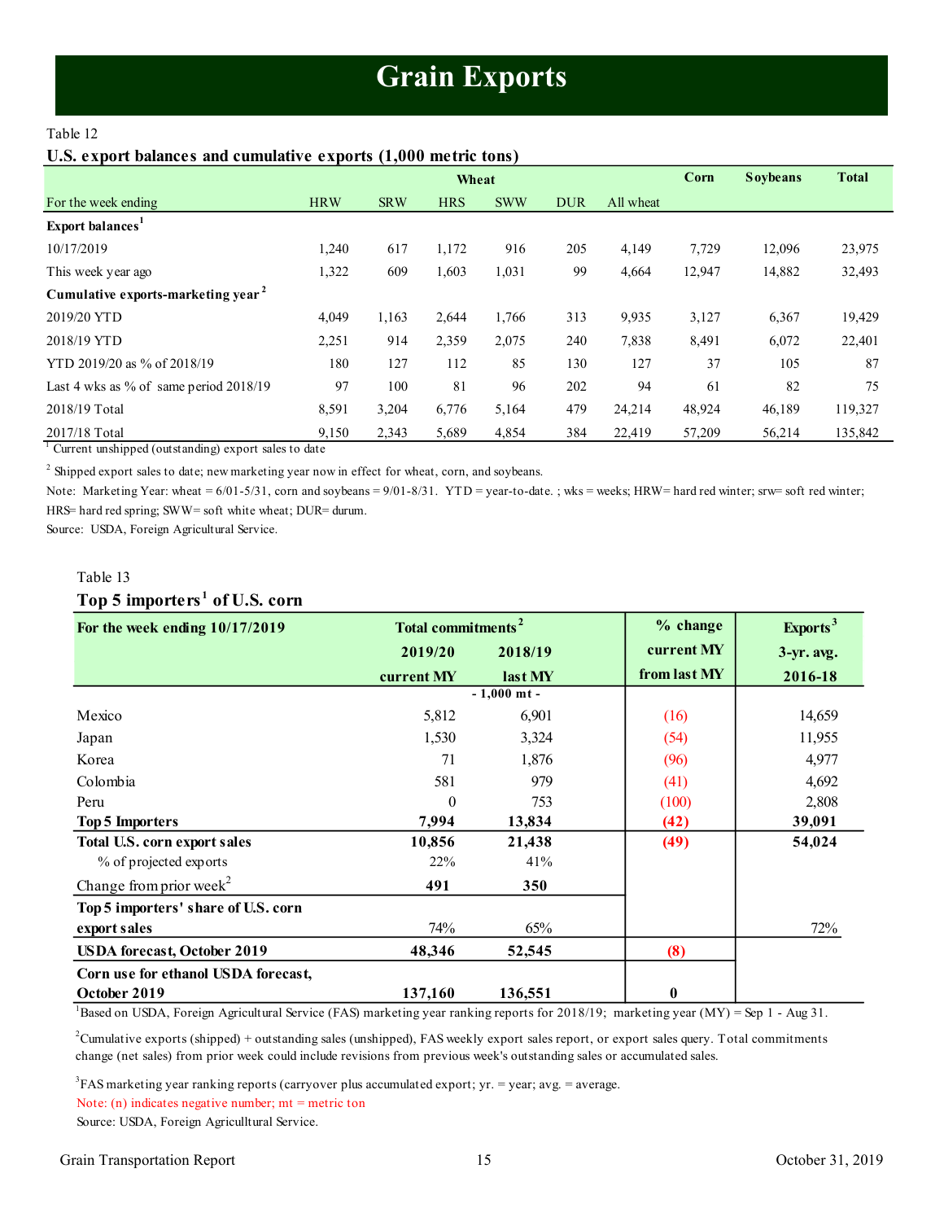# Grain Exports

Table 12

**U.S. export balances and cumulative exports (1,000 metric tons)**

| | Wheat | | | | | | Corn | Soybeans | Total |
|---|---|---|---|---|---|---|---|---|---|
| For the week ending | HRW | SRW | HRS | SWW | DUR | All wheat | | | |
| **Export balances[1]** | | | | | | | | | |
| 10/17/2019 | 1,240 | 617 | 1,172 | 916 | 205 | 4,149 | 7,729 | 12,096 | 23,975 |
| This week year ago | 1,322 | 609 | 1,603 | 1,031 | 99 | 4,664 | 12,947 | 14,882 | 32,493 |
| **Cumulative exports-marketing year[2]** | | | | | | | | | |
| 2019/20 YTD | 4,049 | 1,163 | 2,644 | 1,766 | 313 | 9,935 | 3,127 | 6,367 | 19,429 |
| 2018/19 YTD | 2,251 | 914 | 2,359 | 2,075 | 240 | 7,838 | 8,491 | 6,072 | 22,401 |
| YTD 2019/20 as % of 2018/19 | 180 | 127 | 112 | 85 | 130 | 127 | 37 | 105 | 87 |
| Last 4 wks as % of same period 2018/19 | 97 | 100 | 81 | 96 | 202 | 94 | 61 | 82 | 75 |
| 2018/19 Total | 8,591 | 3,204 | 6,776 | 5,164 | 479 | 24,214 | 48,924 | 46,189 | 119,327 |
| 2017/18 Total | 9,150 | 2,343 | 5,689 | 4,854 | 384 | 22,419 | 57,209 | 56,214 | 135,842 |

[1] Current unshipped (outstanding) export sales to date

[2] Shipped export sales to date; new marketing year now in effect for wheat, corn, and soybeans.

Note: Marketing Year: wheat = 6/01-5/31, corn and soybeans = 9/01-8/31. YTD = year-to-date. ; wks = weeks; HRW= hard red winter; srw= soft red winter; HRS= hard red spring; SWW= soft white wheat; DUR= durum.

Source: USDA, Foreign Agricultural Service.

Table 13

**Top 5 importers[1] of U.S. corn**

| For the week ending 10/17/2019 | Total commitments[2] 2019/20 current MY | 2018/19 last MY | % change current MY from last MY | Exports[3] 3-yr. avg. 2016-18 |
|---|---|---|---|---|
| | - 1,000 mt - | | | |
| Mexico | 5,812 | 6,901 | (16) | 14,659 |
| Japan | 1,530 | 3,324 | (54) | 11,955 |
| Korea | 71 | 1,876 | (96) | 4,977 |
| Colombia | 581 | 979 | (41) | 4,692 |
| Peru | 0 | 753 | (100) | 2,808 |
| **Top 5 Importers** | **7,994** | **13,834** | **(42)** | **39,091** |
| **Total U.S. corn export sales** | **10,856** | **21,438** | **(49)** | **54,024** |
| % of projected exports | 22% | 41% | | |
| Change from prior week[2] | **491** | **350** | | |
| **Top 5 importers' share of U.S. corn export sales** | 74% | 65% | | 72% |
| **USDA forecast, October 2019** | **48,346** | **52,545** | **(8)** | |
| **Corn use for ethanol USDA forecast, October 2019** | **137,160** | **136,551** | **0** | |

[1] Based on USDA, Foreign Agricultural Service (FAS) marketing year ranking reports for 2018/19; marketing year (MY) = Sep 1 - Aug 31.

[2] Cumulative exports (shipped) + outstanding sales (unshipped), FAS weekly export sales report, or export sales query. Total commitments change (net sales) from prior week could include revisions from previous week's outstanding sales or accumulated sales.

[3] FAS marketing year ranking reports (carryover plus accumulated export; yr. = year; avg. = average.

Note: (n) indicates negative number; mt = metric ton

Source: USDA, Foreign Agricultural Service.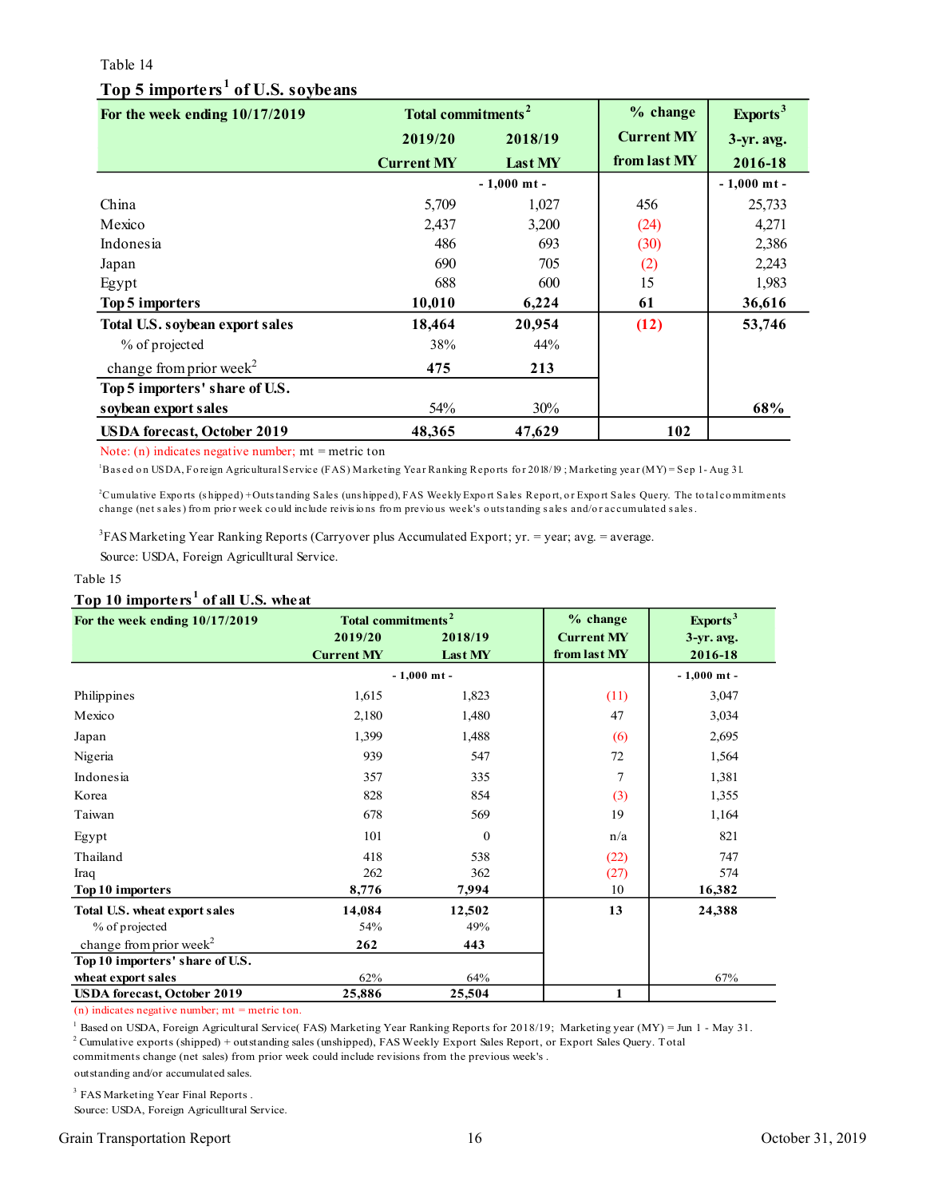Table 14

## Top 5 importers[1] of U.S. soybeans

| For the week ending 10/17/2019 | Total commitments[2] | | % change | Exports[3] |
|---|---|---|---|---|
| | 2019/20 | 2018/19 | Current MY | 3-yr. avg. |
| | Current MY | Last MY | from last MY | 2016-18 |
| | - 1,000 mt - | | | - 1,000 mt - |
| China | 5,709 | 1,027 | 456 | 25,733 |
| Mexico | 2,437 | 3,200 | (24) | 4,271 |
| Indonesia | 486 | 693 | (30) | 2,386 |
| Japan | 690 | 705 | (2) | 2,243 |
| Egypt | 688 | 600 | 15 | 1,983 |
| **Top 5 importers** | **10,010** | **6,224** | **61** | **36,616** |
| **Total U.S. soybean export sales** | **18,464** | **20,954** | **(12)** | **53,746** |
| % of projected | 38% | 44% | | |
| change from prior week[2] | **475** | **213** | | |
| **Top 5 importers' share of U.S. soybean export sales** | 54% | 30% | | **68%** |
| **USDA forecast, October 2019** | **48,365** | **47,629** | **102** | |

Note: (n) indicates negative number; mt = metric ton

[1]Based on USDA, Foreign Agricultural Service (FAS) Marketing Year Ranking Reports for 2018/19; Marketing year (MY) = Sep 1 - Aug 31.

[2]Cumulative Exports (shipped) + Outstanding Sales (unshipped), FAS Weekly Export Sales Report, or Export Sales Query. The total commitments change (net sales) from prior week could include revisions from previous week's outstanding sales and/or accumulated sales.

[3]FAS Marketing Year Ranking Reports (Carryover plus Accumulated Export; yr. = year; avg. = average.

Source: USDA, Foreign Agricultural Service.

Table 15

## Top 10 importers[1] of all U.S. wheat

| For the week ending 10/17/2019 | Total commitments[2] | | % change | Exports[3] |
|---|---|---|---|---|
| | 2019/20 | 2018/19 | Current MY | 3-yr. avg. |
| | Current MY | Last MY | from last MY | 2016-18 |
| | - 1,000 mt - | | | - 1,000 mt - |
| Philippines | 1,615 | 1,823 | (11) | 3,047 |
| Mexico | 2,180 | 1,480 | 47 | 3,034 |
| Japan | 1,399 | 1,488 | (6) | 2,695 |
| Nigeria | 939 | 547 | 72 | 1,564 |
| Indonesia | 357 | 335 | 7 | 1,381 |
| Korea | 828 | 854 | (3) | 1,355 |
| Taiwan | 678 | 569 | 19 | 1,164 |
| Egypt | 101 | 0 | n/a | 821 |
| Thailand | 418 | 538 | (22) | 747 |
| Iraq | 262 | 362 | (27) | 574 |
| **Top 10 importers** | **8,776** | **7,994** | 10 | **16,382** |
| **Total U.S. wheat export sales** | **14,084** | **12,502** | **13** | **24,388** |
| % of projected | 54% | 49% | | |
| change from prior week[2] | **262** | **443** | | |
| **Top 10 importers' share of U.S. wheat export sales** | 62% | 64% | | 67% |
| **USDA forecast, October 2019** | **25,886** | **25,504** | **1** | |

(n) indicates negative number; mt = metric ton.

[1] Based on USDA, Foreign Agricultural Service( FAS) Marketing Year Ranking Reports for 2018/19; Marketing year (MY) = Jun 1 - May 31.

[2] Cumulative exports (shipped) + outstanding sales (unshipped), FAS Weekly Export Sales Report, or Export Sales Query. Total commitments change (net sales) from prior week could include revisions from the previous week's . outstanding and/or accumulated sales.

[3] FAS Marketing Year Final Reports .

Source: USDA, Foreign Agricultural Service.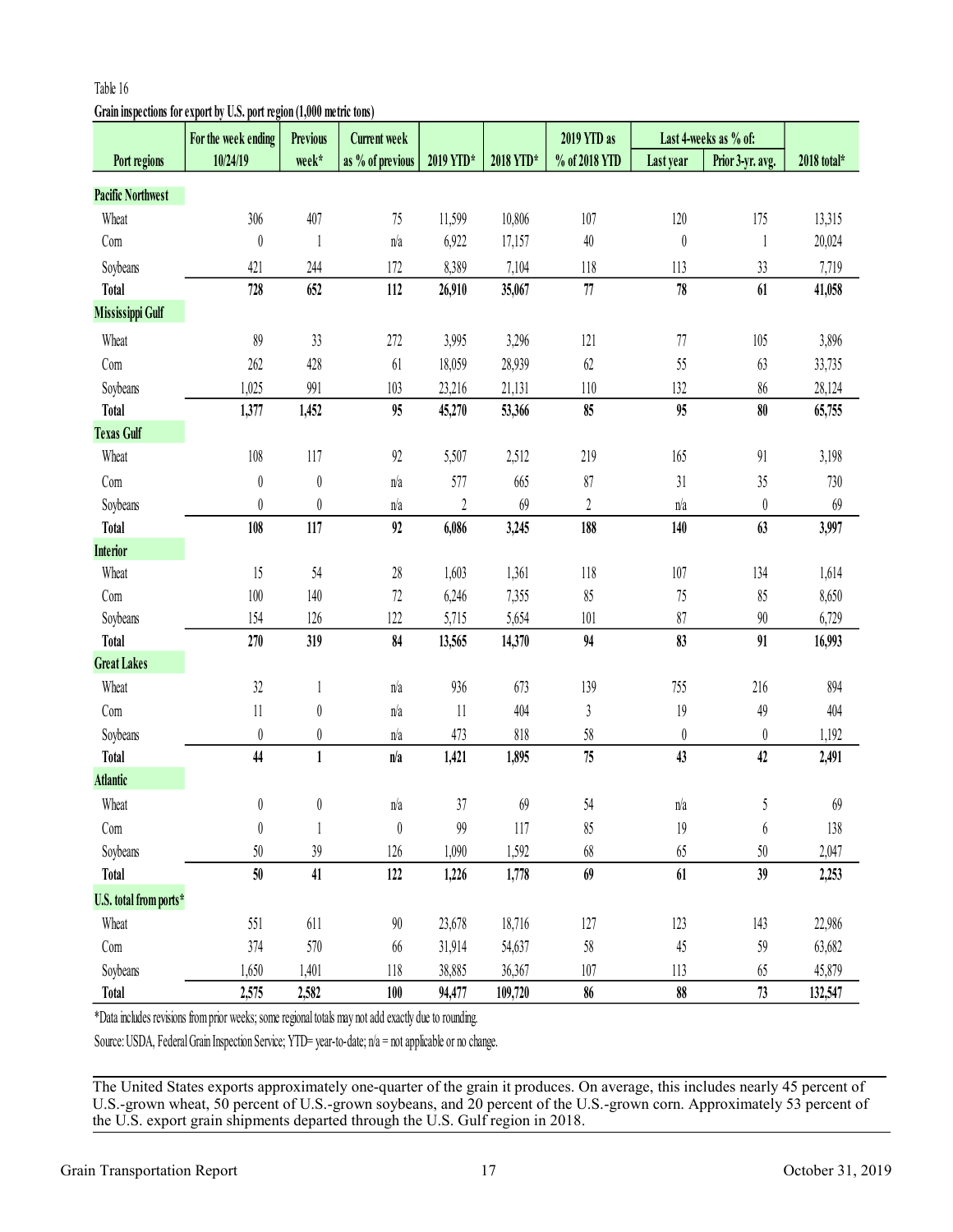Table 16

**Grain inspections for export by U.S. port region (1,000 metric tons)**

| Port regions | For the week ending 10/24/19 | Previous week* | Current week as % of previous | 2019 YTD* | 2018 YTD* | 2019 YTD as % of 2018 YTD | Last 4-weeks as % of: Last year | Prior 3-yr. avg. | 2018 total* |
|---|---|---|---|---|---|---|---|---|---|
| **Pacific Northwest** | | | | | | | | | |
| Wheat | 306 | 407 | 75 | 11,599 | 10,806 | 107 | 120 | 175 | 13,315 |
| Corn | 0 | 1 | n/a | 6,922 | 17,157 | 40 | 0 | 1 | 20,024 |
| Soybeans | 421 | 244 | 172 | 8,389 | 7,104 | 118 | 113 | 33 | 7,719 |
| **Total** | **728** | **652** | **112** | **26,910** | **35,067** | **77** | **78** | **61** | **41,058** |
| **Mississippi Gulf** | | | | | | | | | |
| Wheat | 89 | 33 | 272 | 3,995 | 3,296 | 121 | 77 | 105 | 3,896 |
| Corn | 262 | 428 | 61 | 18,059 | 28,939 | 62 | 55 | 63 | 33,735 |
| Soybeans | 1,025 | 991 | 103 | 23,216 | 21,131 | 110 | 132 | 86 | 28,124 |
| **Total** | **1,377** | **1,452** | **95** | **45,270** | **53,366** | **85** | **95** | **80** | **65,755** |
| **Texas Gulf** | | | | | | | | | |
| Wheat | 108 | 117 | 92 | 5,507 | 2,512 | 219 | 165 | 91 | 3,198 |
| Corn | 0 | 0 | n/a | 577 | 665 | 87 | 31 | 35 | 730 |
| Soybeans | 0 | 0 | n/a | 2 | 69 | 2 | n/a | 0 | 69 |
| **Total** | **108** | **117** | **92** | **6,086** | **3,245** | **188** | **140** | **63** | **3,997** |
| **Interior** | | | | | | | | | |
| Wheat | 15 | 54 | 28 | 1,603 | 1,361 | 118 | 107 | 134 | 1,614 |
| Corn | 100 | 140 | 72 | 6,246 | 7,355 | 85 | 75 | 85 | 8,650 |
| Soybeans | 154 | 126 | 122 | 5,715 | 5,654 | 101 | 87 | 90 | 6,729 |
| **Total** | **270** | **319** | **84** | **13,565** | **14,370** | **94** | **83** | **91** | **16,993** |
| **Great Lakes** | | | | | | | | | |
| Wheat | 32 | 1 | n/a | 936 | 673 | 139 | 755 | 216 | 894 |
| Corn | 11 | 0 | n/a | 11 | 404 | 3 | 19 | 49 | 404 |
| Soybeans | 0 | 0 | n/a | 473 | 818 | 58 | 0 | 0 | 1,192 |
| **Total** | **44** | **1** | **n/a** | **1,421** | **1,895** | **75** | **43** | **42** | **2,491** |
| **Atlantic** | | | | | | | | | |
| Wheat | 0 | 0 | n/a | 37 | 69 | 54 | n/a | 5 | 69 |
| Corn | 0 | 1 | 0 | 99 | 117 | 85 | 19 | 6 | 138 |
| Soybeans | 50 | 39 | 126 | 1,090 | 1,592 | 68 | 65 | 50 | 2,047 |
| **Total** | **50** | **41** | **122** | **1,226** | **1,778** | **69** | **61** | **39** | **2,253** |
| **U.S. total from ports*** | | | | | | | | | |
| Wheat | 551 | 611 | 90 | 23,678 | 18,716 | 127 | 123 | 143 | 22,986 |
| Corn | 374 | 570 | 66 | 31,914 | 54,637 | 58 | 45 | 59 | 63,682 |
| Soybeans | 1,650 | 1,401 | 118 | 38,885 | 36,367 | 107 | 113 | 65 | 45,879 |
| **Total** | **2,575** | **2,582** | **100** | **94,477** | **109,720** | **86** | **88** | **73** | **132,547** |

*Data includes revisions from prior weeks; some regional totals may not add exactly due to rounding.

Source: USDA, Federal Grain Inspection Service; YTD= year-to-date; n/a = not applicable or no change.

The United States exports approximately one-quarter of the grain it produces. On average, this includes nearly 45 percent of U.S.-grown wheat, 50 percent of U.S.-grown soybeans, and 20 percent of the U.S.-grown corn. Approximately 53 percent of the U.S. export grain shipments departed through the U.S. Gulf region in 2018.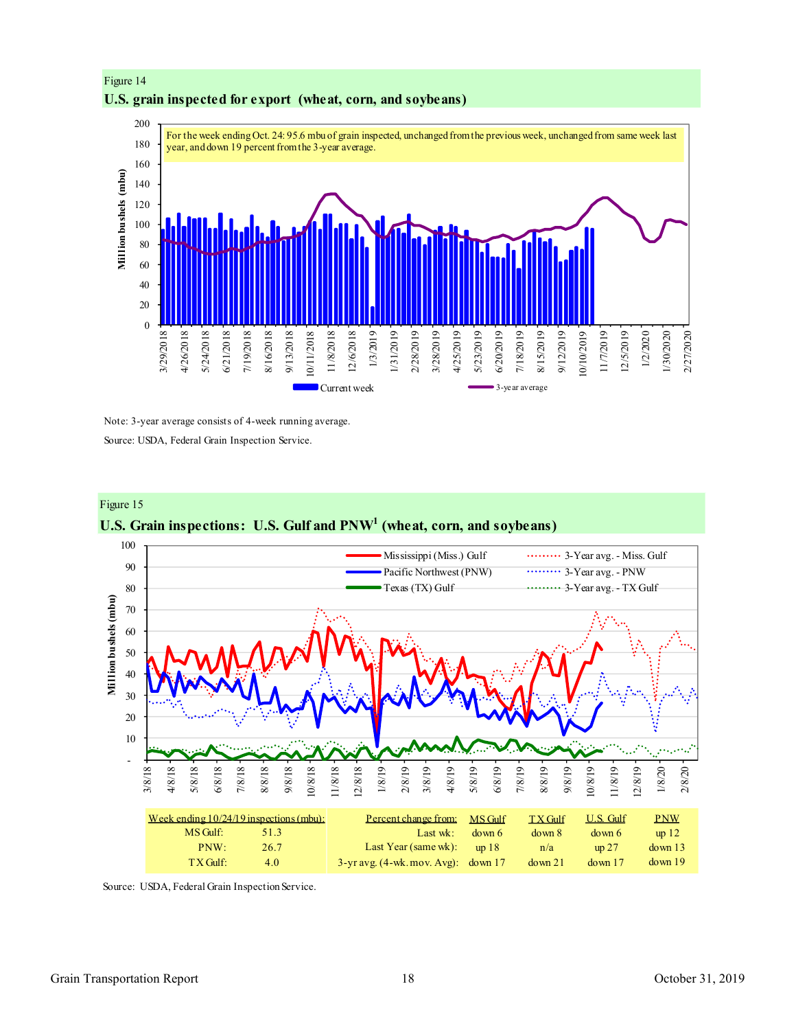Figure 14

**U.S. grain inspected for export (wheat, corn, and soybeans)**

For the week ending Oct. 24: 95.6 mbu of grain inspected, unchanged from the previous week, unchanged from same week last year, and down 19 percent from the 3-year average.

Note: 3-year average consists of 4-week running average.

Source: USDA, Federal Grain Inspection Service.

Figure 15

**U.S. Grain inspections: U.S. Gulf and PNW[1] (wheat, corn, and soybeans)**

| Week ending 10/24/19 inspections (mbu): | | Percent change from: | MS Gulf | TX Gulf | U.S. Gulf | PNW |
|---|---|---|---|---|---|---|
| MS Gulf: | 51.3 | Last wk: | down 6 | down 8 | down 6 | up 12 |
| PNW: | 26.7 | Last Year (same wk): | up 18 | n/a | up 27 | down 13 |
| TX Gulf: | 4.0 | 3-yr avg. (4-wk. mov. Avg): | down 17 | down 21 | down 17 | down 19 |

Source: USDA, Federal Grain Inspection Service.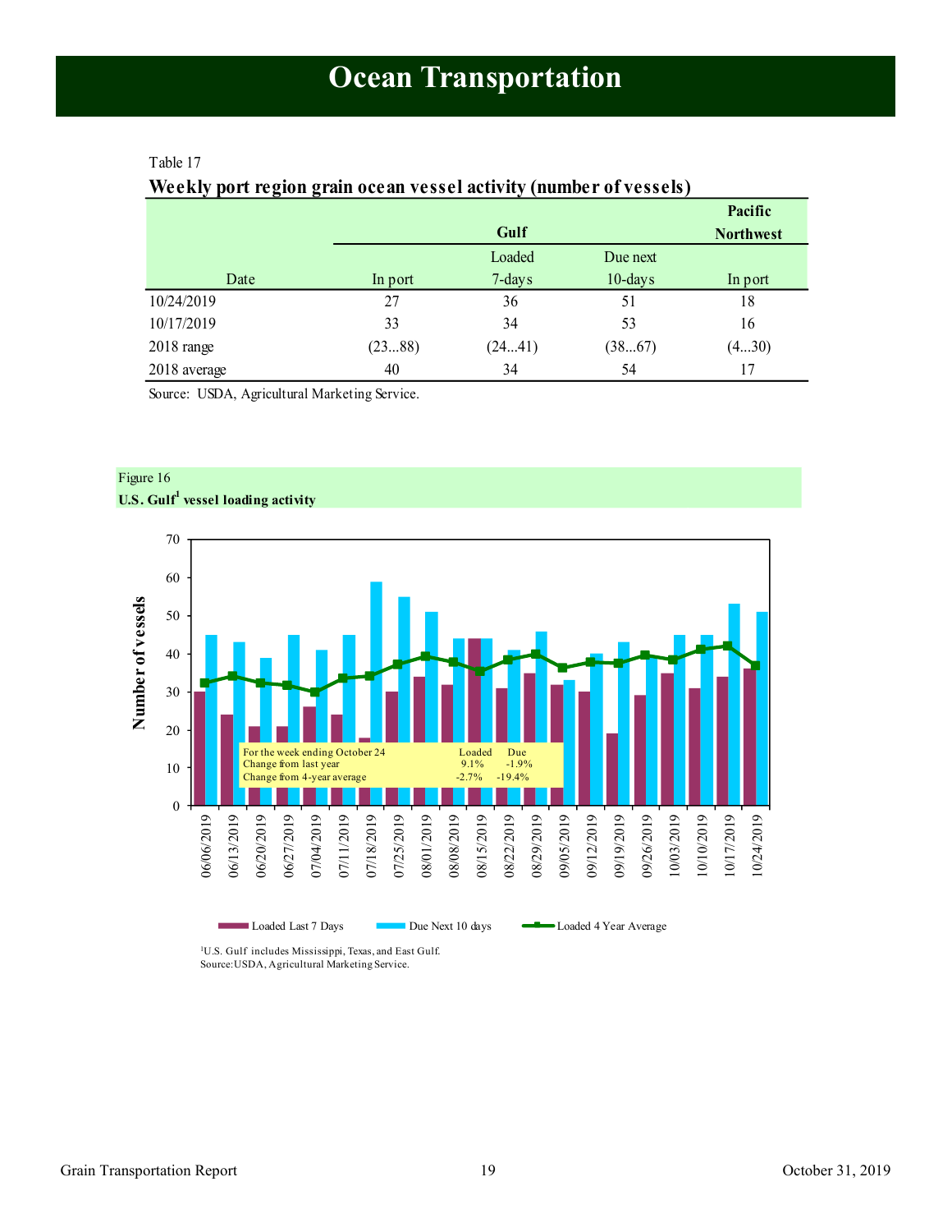# Ocean Transportation

Table 17

**Weekly port region grain ocean vessel activity (number of vessels)**

| | Gulf | | | Pacific Northwest |
|---|---|---|---|---|
| Date | In port | Loaded 7-days | Due next 10-days | In port |
| 10/24/2019 | 27 | 36 | 51 | 18 |
| 10/17/2019 | 33 | 34 | 53 | 16 |
| 2018 range | (23...88) | (24...41) | (38...67) | (4...30) |
| 2018 average | 40 | 34 | 54 | 17 |

Source: USDA, Agricultural Marketing Service.

Figure 16

**U.S. Gulf[1] vessel loading activity**

| For the week ending October 24 | Loaded | Due |
|---|---|---|
| Change from last year | 9.1% | -1.9% |
| Change from 4-year average | -2.7% | -19.4% |

[1]U.S. Gulf includes Mississippi, Texas, and East Gulf.
Source: USDA, Agricultural Marketing Service.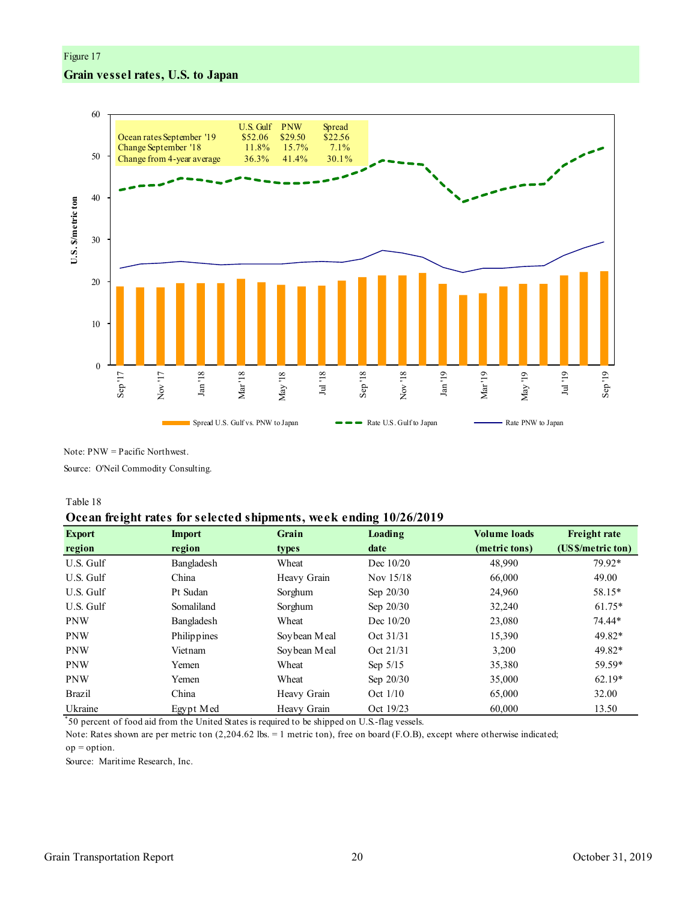Figure 17

**Grain vessel rates, U.S. to Japan**

| | U.S. Gulf | PNW | Spread |
|---|---|---|---|
| Ocean rates September '19 | $52.06 | $29.50 | $22.56 |
| Change September '18 | 11.8% | 15.7% | 7.1% |
| Change from 4-year average | 36.3% | 41.4% | 30.1% |

Spread U.S. Gulf vs. PNW to Japan — Rate U.S. Gulf to Japan — Rate PNW to Japan

U.S. $/metric ton

Note: PNW = Pacific Northwest.

Source: O'Neil Commodity Consulting.

Table 18

**Ocean freight rates for selected shipments, week ending 10/26/2019**

| Export region | Import region | Grain types | Loading date | Volume loads (metric tons) | Freight rate (US$/metric ton) |
|---|---|---|---|---|---|
| U.S. Gulf | Bangladesh | Wheat | Dec 10/20 | 48,990 | 79.92* |
| U.S. Gulf | China | Heavy Grain | Nov 15/18 | 66,000 | 49.00 |
| U.S. Gulf | Pt Sudan | Sorghum | Sep 20/30 | 24,960 | 58.15* |
| U.S. Gulf | Somaliland | Sorghum | Sep 20/30 | 32,240 | 61.75* |
| PNW | Bangladesh | Wheat | Dec 10/20 | 23,080 | 74.44* |
| PNW | Philippines | Soybean Meal | Oct 31/31 | 15,390 | 49.82* |
| PNW | Vietnam | Soybean Meal | Oct 21/31 | 3,200 | 49.82* |
| PNW | Yemen | Wheat | Sep 5/15 | 35,380 | 59.59* |
| PNW | Yemen | Wheat | Sep 20/30 | 35,000 | 62.19* |
| Brazil | China | Heavy Grain | Oct 1/10 | 65,000 | 32.00 |
| Ukraine | Egypt Med | Heavy Grain | Oct 19/23 | 60,000 | 13.50 |

*50 percent of food aid from the United States is required to be shipped on U.S.-flag vessels.

Note: Rates shown are per metric ton (2,204.62 lbs. = 1 metric ton), free on board (F.O.B), except where otherwise indicated; op = option.

Source: Maritime Research, Inc.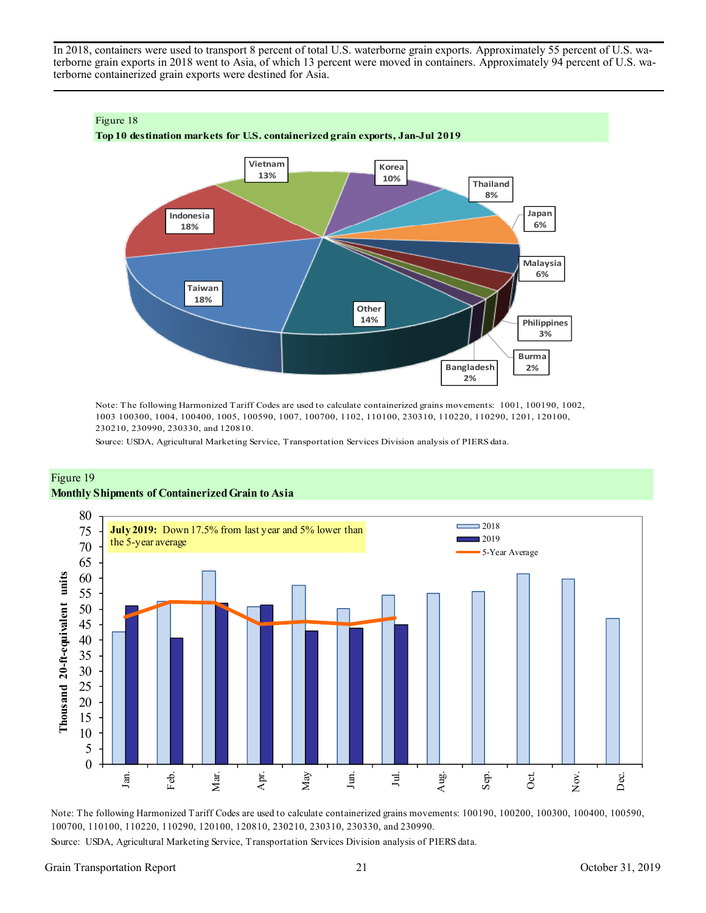In 2018, containers were used to transport 8 percent of total U.S. waterborne grain exports. Approximately 55 percent of U.S. waterborne grain exports in 2018 went to Asia, of which 13 percent were moved in containers. Approximately 94 percent of U.S. waterborne containerized grain exports were destined for Asia.

Figure 18

**Top 10 destination markets for U.S. containerized grain exports, Jan-Jul 2019**

| Destination | Share |
|---|---|
| Taiwan | 18% |
| Indonesia | 18% |
| Vietnam | 13% |
| Korea | 10% |
| Thailand | 8% |
| Japan | 6% |
| Malaysia | 6% |
| Philippines | 3% |
| Burma | 2% |
| Bangladesh | 2% |
| Other | 14% |

Note: The following Harmonized Tariff Codes are used to calculate containerized grains movements: 1001, 100190, 1002, 1003 100300, 1004, 100400, 1005, 100590, 1007, 100700, 1102, 110100, 230310, 110220, 110290, 1201, 120100, 230210, 230990, 230330, and 120810.

Source: USDA, Agricultural Marketing Service, Transportation Services Division analysis of PIERS data.

Figure 19

**Monthly Shipments of Containerized Grain to Asia**

**July 2019:** Down 17.5% from last year and 5% lower than the 5-year average

Thousand 20-ft-equivalent units

| Month | 2018 | 2019 | 5-Year Average |
|---|---|---|---|
| Jan. | 43 | 51 | 47 |
| Feb. | 52 | 41 | 52 |
| Mar. | 62 | 52 | 52 |
| Apr. | 51 | 51 | 45 |
| May | 58 | 43 | 46 |
| Jun. | 50 | 44 | 45 |
| Jul. | 54 | 45 | 47 |
| Aug. | 55 | | |
| Sep. | 56 | | |
| Oct. | 61 | | |
| Nov. | 60 | | |
| Dec. | 47 | | |

Note: The following Harmonized Tariff Codes are used to calculate containerized grains movements: 100190, 100200, 100300, 100400, 100590, 100700, 110100, 110220, 110290, 120100, 120810, 230210, 230310, 230330, and 230990.

Source: USDA, Agricultural Marketing Service, Transportation Services Division analysis of PIERS data.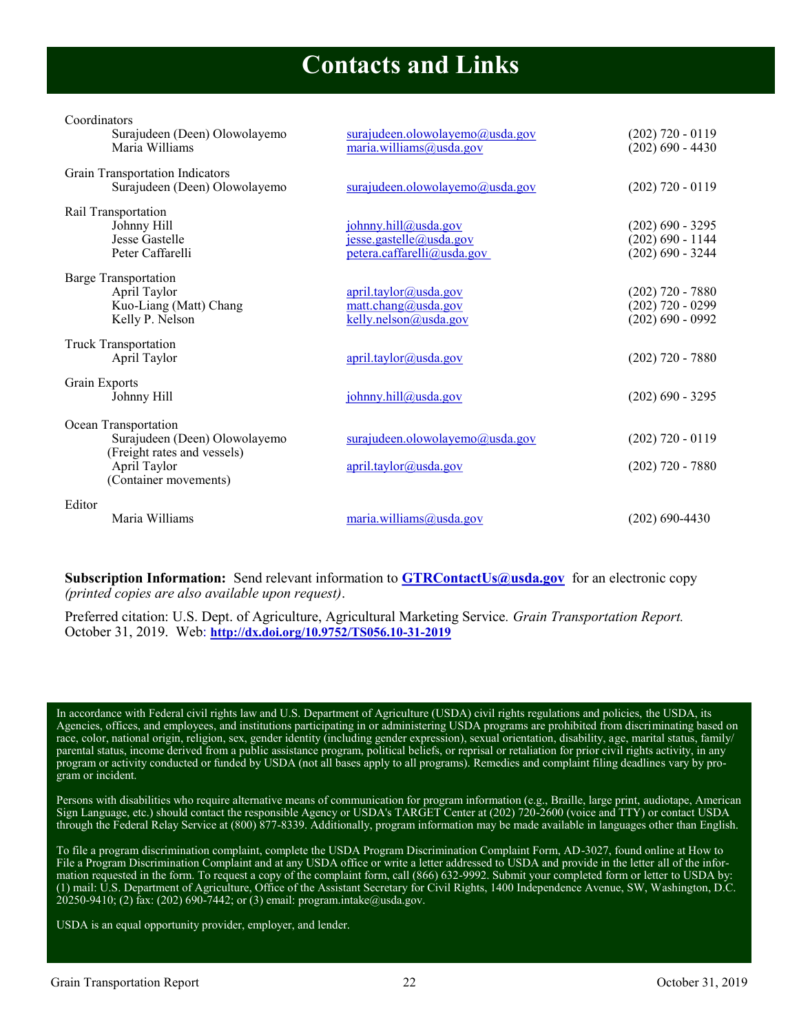# Contacts and Links

| | | |
|---|---|---|
| **Coordinators** | | |
| Surajudeen (Deen) Olowolayemo | surajudeen.olowolayemo@usda.gov | (202) 720 - 0119 |
| Maria Williams | maria.williams@usda.gov | (202) 690 - 4430 |
| **Grain Transportation Indicators** | | |
| Surajudeen (Deen) Olowolayemo | surajudeen.olowolayemo@usda.gov | (202) 720 - 0119 |
| **Rail Transportation** | | |
| Johnny Hill | johnny.hill@usda.gov | (202) 690 - 3295 |
| Jesse Gastelle | jesse.gastelle@usda.gov | (202) 690 - 1144 |
| Peter Caffarelli | petera.caffarelli@usda.gov | (202) 690 - 3244 |
| **Barge Transportation** | | |
| April Taylor | april.taylor@usda.gov | (202) 720 - 7880 |
| Kuo-Liang (Matt) Chang | matt.chang@usda.gov | (202) 720 - 0299 |
| Kelly P. Nelson | kelly.nelson@usda.gov | (202) 690 - 0992 |
| **Truck Transportation** | | |
| April Taylor | april.taylor@usda.gov | (202) 720 - 7880 |
| **Grain Exports** | | |
| Johnny Hill | johnny.hill@usda.gov | (202) 690 - 3295 |
| **Ocean Transportation** | | |
| Surajudeen (Deen) Olowolayemo (Freight rates and vessels) | surajudeen.olowolayemo@usda.gov | (202) 720 - 0119 |
| April Taylor (Container movements) | april.taylor@usda.gov | (202) 720 - 7880 |
| **Editor** | | |
| Maria Williams | maria.williams@usda.gov | (202) 690-4430 |

**Subscription Information:** Send relevant information to **GTRContactUs@usda.gov** for an electronic copy *(printed copies are also available upon request)*.

Preferred citation: U.S. Dept. of Agriculture, Agricultural Marketing Service. *Grain Transportation Report.* October 31, 2019. Web: **http://dx.doi.org/10.9752/TS056.10-31-2019**

In accordance with Federal civil rights law and U.S. Department of Agriculture (USDA) civil rights regulations and policies, the USDA, its Agencies, offices, and employees, and institutions participating in or administering USDA programs are prohibited from discriminating based on race, color, national origin, religion, sex, gender identity (including gender expression), sexual orientation, disability, age, marital status, family/parental status, income derived from a public assistance program, political beliefs, or reprisal or retaliation for prior civil rights activity, in any program or activity conducted or funded by USDA (not all bases apply to all programs). Remedies and complaint filing deadlines vary by program or incident.

Persons with disabilities who require alternative means of communication for program information (e.g., Braille, large print, audiotape, American Sign Language, etc.) should contact the responsible Agency or USDA's TARGET Center at (202) 720-2600 (voice and TTY) or contact USDA through the Federal Relay Service at (800) 877-8339. Additionally, program information may be made available in languages other than English.

To file a program discrimination complaint, complete the USDA Program Discrimination Complaint Form, AD-3027, found online at How to File a Program Discrimination Complaint and at any USDA office or write a letter addressed to USDA and provide in the letter all of the information requested in the form. To request a copy of the complaint form, call (866) 632-9992. Submit your completed form or letter to USDA by: (1) mail: U.S. Department of Agriculture, Office of the Assistant Secretary for Civil Rights, 1400 Independence Avenue, SW, Washington, D.C. 20250-9410; (2) fax: (202) 690-7442; or (3) email: program.intake@usda.gov.

USDA is an equal opportunity provider, employer, and lender.